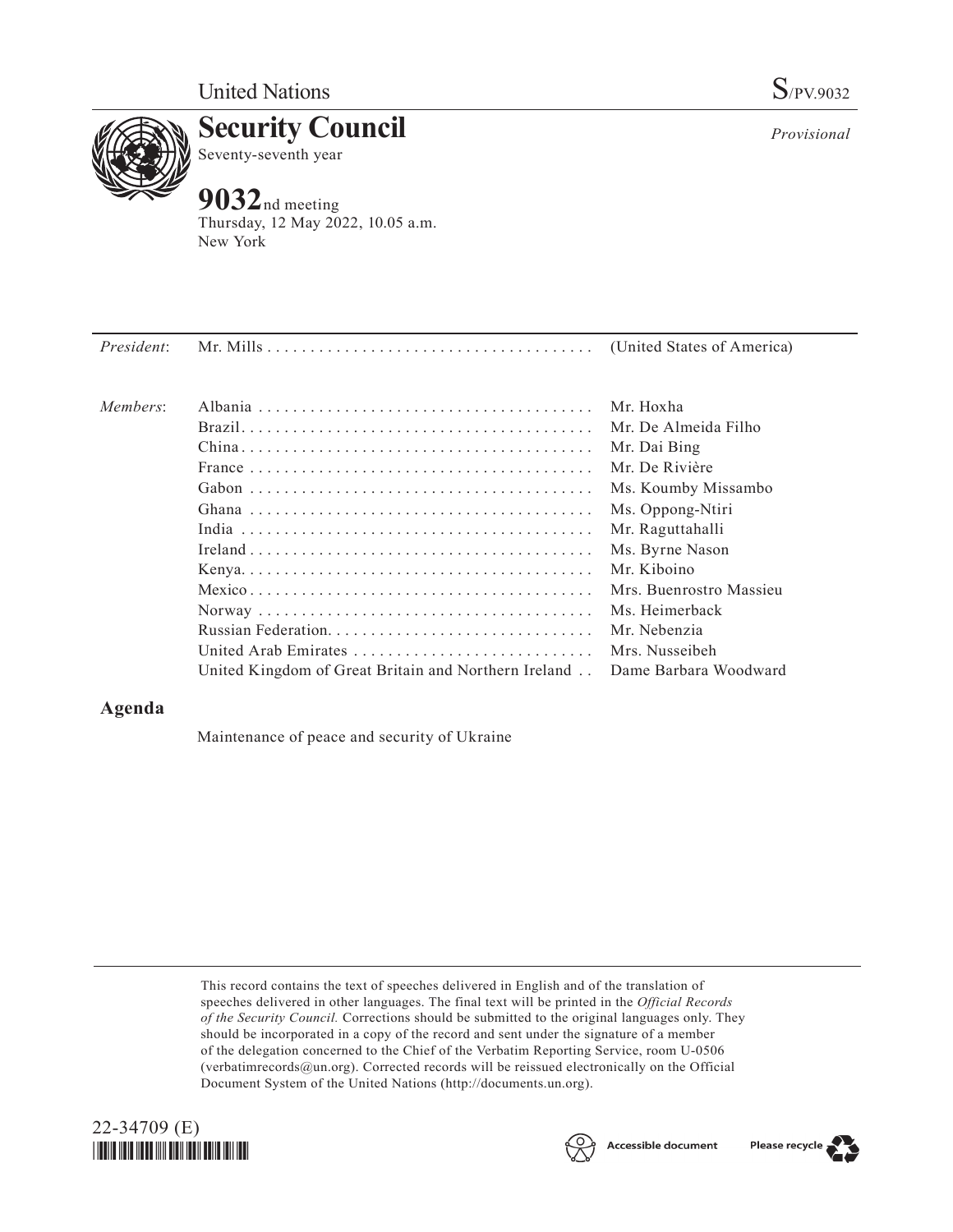United Nations

S/PV.9032

# Security Council

Seventy-seventh year

*Provisional*

## 9032nd meeting

Thursday, 12 May 2022, 10.05 a.m.
New York

| | | |
|---|---|---|
| *President*: | Mr. Mills | (United States of America) |
| *Members*: | Albania | Mr. Hoxha |
| | Brazil | Mr. De Almeida Filho |
| | China | Mr. Dai Bing |
| | France | Mr. De Rivière |
| | Gabon | Ms. Koumby Missambo |
| | Ghana | Ms. Oppong-Ntiri |
| | India | Mr. Raguttahalli |
| | Ireland | Ms. Byrne Nason |
| | Kenya | Mr. Kiboino |
| | Mexico | Mrs. Buenrostro Massieu |
| | Norway | Ms. Heimerback |
| | Russian Federation | Mr. Nebenzia |
| | United Arab Emirates | Mrs. Nusseibeh |
| | United Kingdom of Great Britain and Northern Ireland | Dame Barbara Woodward |

## Agenda

Maintenance of peace and security of Ukraine

This record contains the text of speeches delivered in English and of the translation of speeches delivered in other languages. The final text will be printed in the *Official Records of the Security Council.* Corrections should be submitted to the original languages only. They should be incorporated in a copy of the record and sent under the signature of a member of the delegation concerned to the Chief of the Verbatim Reporting Service, room U-0506 (verbatimrecords@un.org). Corrected records will be reissued electronically on the Official Document System of the United Nations (http://documents.un.org).

22-34709 (E)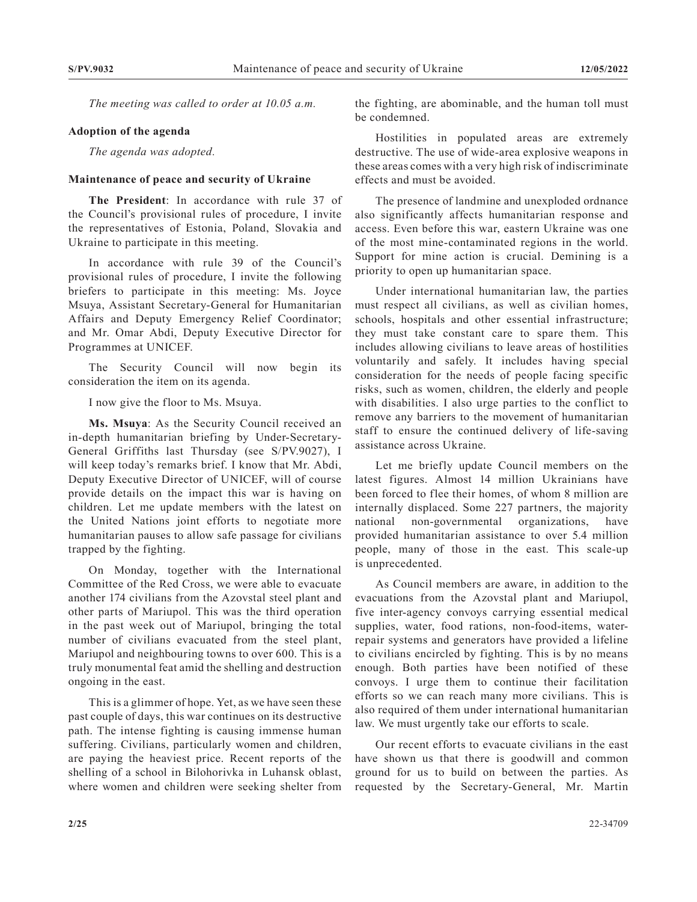*The meeting was called to order at 10.05 a.m.*

**Adoption of the agenda**

*The agenda was adopted.*

**Maintenance of peace and security of Ukraine**

**The President**: In accordance with rule 37 of the Council's provisional rules of procedure, I invite the representatives of Estonia, Poland, Slovakia and Ukraine to participate in this meeting.

In accordance with rule 39 of the Council's provisional rules of procedure, I invite the following briefers to participate in this meeting: Ms. Joyce Msuya, Assistant Secretary-General for Humanitarian Affairs and Deputy Emergency Relief Coordinator; and Mr. Omar Abdi, Deputy Executive Director for Programmes at UNICEF.

The Security Council will now begin its consideration the item on its agenda.

I now give the floor to Ms. Msuya.

**Ms. Msuya**: As the Security Council received an in-depth humanitarian briefing by Under-Secretary-General Griffiths last Thursday (see S/PV.9027), I will keep today's remarks brief. I know that Mr. Abdi, Deputy Executive Director of UNICEF, will of course provide details on the impact this war is having on children. Let me update members with the latest on the United Nations joint efforts to negotiate more humanitarian pauses to allow safe passage for civilians trapped by the fighting.

On Monday, together with the International Committee of the Red Cross, we were able to evacuate another 174 civilians from the Azovstal steel plant and other parts of Mariupol. This was the third operation in the past week out of Mariupol, bringing the total number of civilians evacuated from the steel plant, Mariupol and neighbouring towns to over 600. This is a truly monumental feat amid the shelling and destruction ongoing in the east.

This is a glimmer of hope. Yet, as we have seen these past couple of days, this war continues on its destructive path. The intense fighting is causing immense human suffering. Civilians, particularly women and children, are paying the heaviest price. Recent reports of the shelling of a school in Bilohorivka in Luhansk oblast, where women and children were seeking shelter from the fighting, are abominable, and the human toll must be condemned.

Hostilities in populated areas are extremely destructive. The use of wide-area explosive weapons in these areas comes with a very high risk of indiscriminate effects and must be avoided.

The presence of landmine and unexploded ordnance also significantly affects humanitarian response and access. Even before this war, eastern Ukraine was one of the most mine-contaminated regions in the world. Support for mine action is crucial. Demining is a priority to open up humanitarian space.

Under international humanitarian law, the parties must respect all civilians, as well as civilian homes, schools, hospitals and other essential infrastructure; they must take constant care to spare them. This includes allowing civilians to leave areas of hostilities voluntarily and safely. It includes having special consideration for the needs of people facing specific risks, such as women, children, the elderly and people with disabilities. I also urge parties to the conflict to remove any barriers to the movement of humanitarian staff to ensure the continued delivery of life-saving assistance across Ukraine.

Let me briefly update Council members on the latest figures. Almost 14 million Ukrainians have been forced to flee their homes, of whom 8 million are internally displaced. Some 227 partners, the majority national non-governmental organizations, have provided humanitarian assistance to over 5.4 million people, many of those in the east. This scale-up is unprecedented.

As Council members are aware, in addition to the evacuations from the Azovstal plant and Mariupol, five inter-agency convoys carrying essential medical supplies, water, food rations, non-food-items, water-repair systems and generators have provided a lifeline to civilians encircled by fighting. This is by no means enough. Both parties have been notified of these convoys. I urge them to continue their facilitation efforts so we can reach many more civilians. This is also required of them under international humanitarian law. We must urgently take our efforts to scale.

Our recent efforts to evacuate civilians in the east have shown us that there is goodwill and common ground for us to build on between the parties. As requested by the Secretary-General, Mr. Martin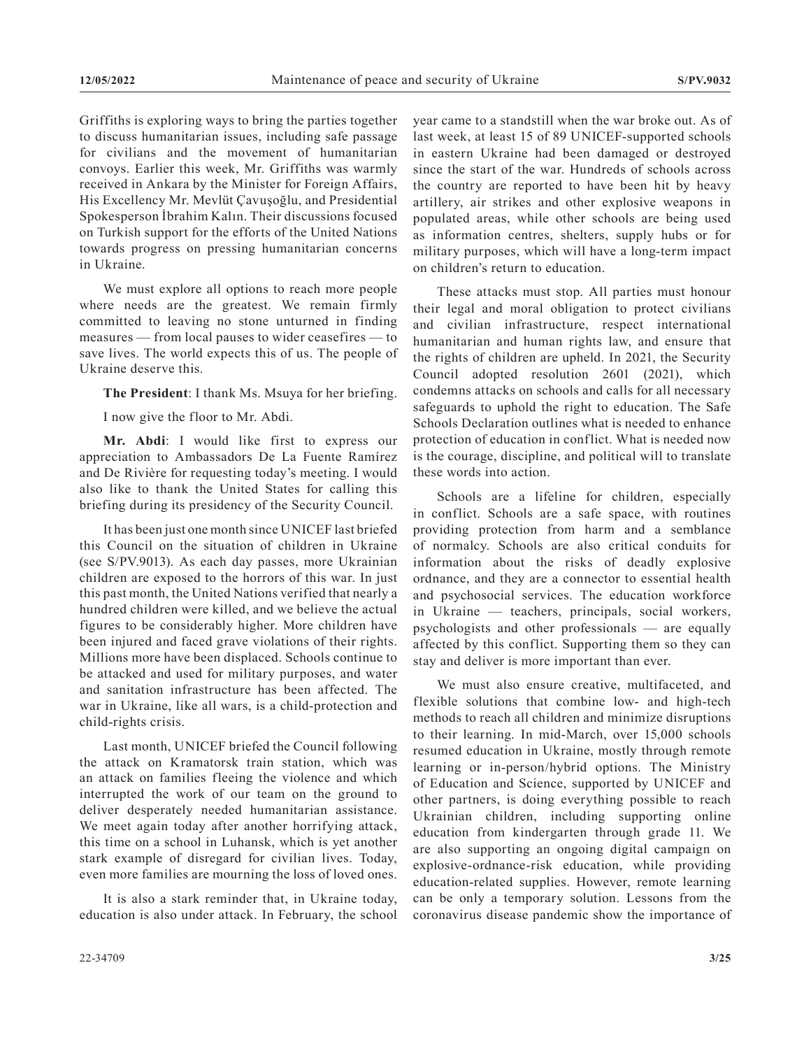Griffiths is exploring ways to bring the parties together to discuss humanitarian issues, including safe passage for civilians and the movement of humanitarian convoys. Earlier this week, Mr. Griffiths was warmly received in Ankara by the Minister for Foreign Affairs, His Excellency Mr. Mevlüt Çavuşoğlu, and Presidential Spokesperson İbrahim Kalın. Their discussions focused on Turkish support for the efforts of the United Nations towards progress on pressing humanitarian concerns in Ukraine.

We must explore all options to reach more people where needs are the greatest. We remain firmly committed to leaving no stone unturned in finding measures — from local pauses to wider ceasefires — to save lives. The world expects this of us. The people of Ukraine deserve this.

**The President**: I thank Ms. Msuya for her briefing.

I now give the floor to Mr. Abdi.

**Mr. Abdi**: I would like first to express our appreciation to Ambassadors De La Fuente Ramírez and De Rivière for requesting today's meeting. I would also like to thank the United States for calling this briefing during its presidency of the Security Council.

It has been just one month since UNICEF last briefed this Council on the situation of children in Ukraine (see S/PV.9013). As each day passes, more Ukrainian children are exposed to the horrors of this war. In just this past month, the United Nations verified that nearly a hundred children were killed, and we believe the actual figures to be considerably higher. More children have been injured and faced grave violations of their rights. Millions more have been displaced. Schools continue to be attacked and used for military purposes, and water and sanitation infrastructure has been affected. The war in Ukraine, like all wars, is a child-protection and child-rights crisis.

Last month, UNICEF briefed the Council following the attack on Kramatorsk train station, which was an attack on families fleeing the violence and which interrupted the work of our team on the ground to deliver desperately needed humanitarian assistance. We meet again today after another horrifying attack, this time on a school in Luhansk, which is yet another stark example of disregard for civilian lives. Today, even more families are mourning the loss of loved ones.

It is also a stark reminder that, in Ukraine today, education is also under attack. In February, the school year came to a standstill when the war broke out. As of last week, at least 15 of 89 UNICEF-supported schools in eastern Ukraine had been damaged or destroyed since the start of the war. Hundreds of schools across the country are reported to have been hit by heavy artillery, air strikes and other explosive weapons in populated areas, while other schools are being used as information centres, shelters, supply hubs or for military purposes, which will have a long-term impact on children's return to education.

These attacks must stop. All parties must honour their legal and moral obligation to protect civilians and civilian infrastructure, respect international humanitarian and human rights law, and ensure that the rights of children are upheld. In 2021, the Security Council adopted resolution 2601 (2021), which condemns attacks on schools and calls for all necessary safeguards to uphold the right to education. The Safe Schools Declaration outlines what is needed to enhance protection of education in conflict. What is needed now is the courage, discipline, and political will to translate these words into action.

Schools are a lifeline for children, especially in conflict. Schools are a safe space, with routines providing protection from harm and a semblance of normalcy. Schools are also critical conduits for information about the risks of deadly explosive ordnance, and they are a connector to essential health and psychosocial services. The education workforce in Ukraine — teachers, principals, social workers, psychologists and other professionals — are equally affected by this conflict. Supporting them so they can stay and deliver is more important than ever.

We must also ensure creative, multifaceted, and flexible solutions that combine low- and high-tech methods to reach all children and minimize disruptions to their learning. In mid-March, over 15,000 schools resumed education in Ukraine, mostly through remote learning or in-person/hybrid options. The Ministry of Education and Science, supported by UNICEF and other partners, is doing everything possible to reach Ukrainian children, including supporting online education from kindergarten through grade 11. We are also supporting an ongoing digital campaign on explosive-ordnance-risk education, while providing education-related supplies. However, remote learning can be only a temporary solution. Lessons from the coronavirus disease pandemic show the importance of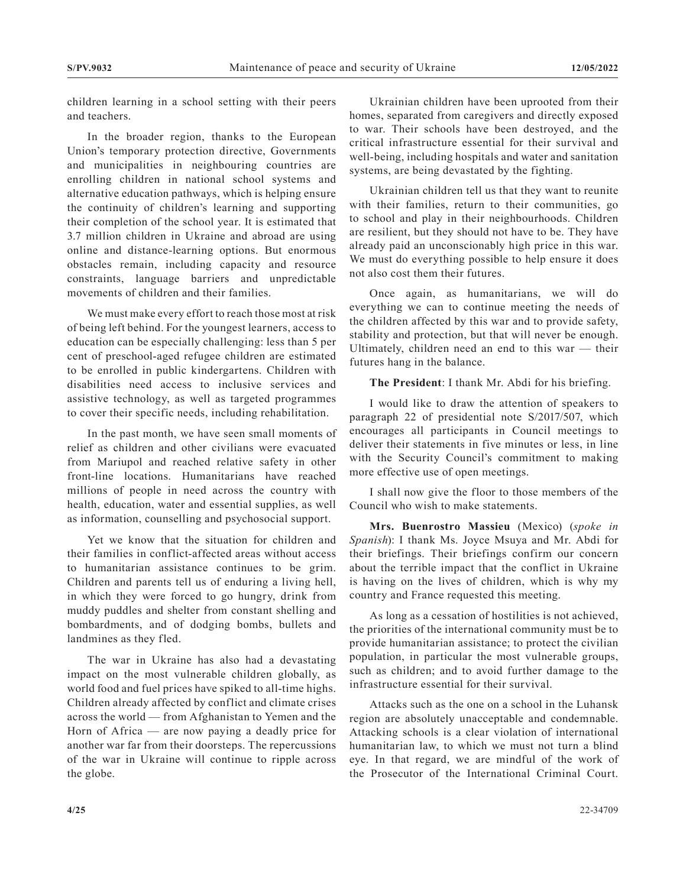children learning in a school setting with their peers and teachers.

In the broader region, thanks to the European Union's temporary protection directive, Governments and municipalities in neighbouring countries are enrolling children in national school systems and alternative education pathways, which is helping ensure the continuity of children's learning and supporting their completion of the school year. It is estimated that 3.7 million children in Ukraine and abroad are using online and distance-learning options. But enormous obstacles remain, including capacity and resource constraints, language barriers and unpredictable movements of children and their families.

We must make every effort to reach those most at risk of being left behind. For the youngest learners, access to education can be especially challenging: less than 5 per cent of preschool-aged refugee children are estimated to be enrolled in public kindergartens. Children with disabilities need access to inclusive services and assistive technology, as well as targeted programmes to cover their specific needs, including rehabilitation.

In the past month, we have seen small moments of relief as children and other civilians were evacuated from Mariupol and reached relative safety in other front-line locations. Humanitarians have reached millions of people in need across the country with health, education, water and essential supplies, as well as information, counselling and psychosocial support.

Yet we know that the situation for children and their families in conflict-affected areas without access to humanitarian assistance continues to be grim. Children and parents tell us of enduring a living hell, in which they were forced to go hungry, drink from muddy puddles and shelter from constant shelling and bombardments, and of dodging bombs, bullets and landmines as they fled.

The war in Ukraine has also had a devastating impact on the most vulnerable children globally, as world food and fuel prices have spiked to all-time highs. Children already affected by conflict and climate crises across the world — from Afghanistan to Yemen and the Horn of Africa — are now paying a deadly price for another war far from their doorsteps. The repercussions of the war in Ukraine will continue to ripple across the globe.

Ukrainian children have been uprooted from their homes, separated from caregivers and directly exposed to war. Their schools have been destroyed, and the critical infrastructure essential for their survival and well-being, including hospitals and water and sanitation systems, are being devastated by the fighting.

Ukrainian children tell us that they want to reunite with their families, return to their communities, go to school and play in their neighbourhoods. Children are resilient, but they should not have to be. They have already paid an unconscionably high price in this war. We must do everything possible to help ensure it does not also cost them their futures.

Once again, as humanitarians, we will do everything we can to continue meeting the needs of the children affected by this war and to provide safety, stability and protection, but that will never be enough. Ultimately, children need an end to this war — their futures hang in the balance.

**The President**: I thank Mr. Abdi for his briefing.

I would like to draw the attention of speakers to paragraph 22 of presidential note S/2017/507, which encourages all participants in Council meetings to deliver their statements in five minutes or less, in line with the Security Council's commitment to making more effective use of open meetings.

I shall now give the floor to those members of the Council who wish to make statements.

**Mrs. Buenrostro Massieu** (Mexico) (*spoke in Spanish*): I thank Ms. Joyce Msuya and Mr. Abdi for their briefings. Their briefings confirm our concern about the terrible impact that the conflict in Ukraine is having on the lives of children, which is why my country and France requested this meeting.

As long as a cessation of hostilities is not achieved, the priorities of the international community must be to provide humanitarian assistance; to protect the civilian population, in particular the most vulnerable groups, such as children; and to avoid further damage to the infrastructure essential for their survival.

Attacks such as the one on a school in the Luhansk region are absolutely unacceptable and condemnable. Attacking schools is a clear violation of international humanitarian law, to which we must not turn a blind eye. In that regard, we are mindful of the work of the Prosecutor of the International Criminal Court.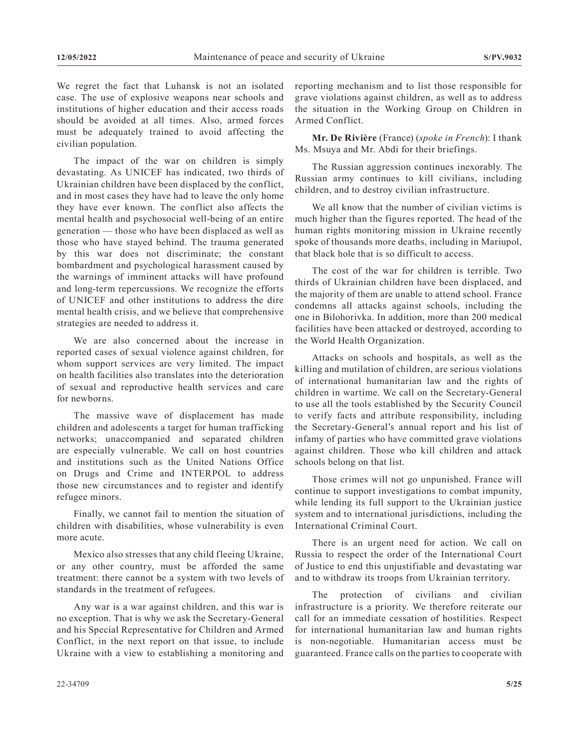We regret the fact that Luhansk is not an isolated case. The use of explosive weapons near schools and institutions of higher education and their access roads should be avoided at all times. Also, armed forces must be adequately trained to avoid affecting the civilian population.

The impact of the war on children is simply devastating. As UNICEF has indicated, two thirds of Ukrainian children have been displaced by the conflict, and in most cases they have had to leave the only home they have ever known. The conflict also affects the mental health and psychosocial well-being of an entire generation — those who have been displaced as well as those who have stayed behind. The trauma generated by this war does not discriminate; the constant bombardment and psychological harassment caused by the warnings of imminent attacks will have profound and long-term repercussions. We recognize the efforts of UNICEF and other institutions to address the dire mental health crisis, and we believe that comprehensive strategies are needed to address it.

We are also concerned about the increase in reported cases of sexual violence against children, for whom support services are very limited. The impact on health facilities also translates into the deterioration of sexual and reproductive health services and care for newborns.

The massive wave of displacement has made children and adolescents a target for human trafficking networks; unaccompanied and separated children are especially vulnerable. We call on host countries and institutions such as the United Nations Office on Drugs and Crime and INTERPOL to address those new circumstances and to register and identify refugee minors.

Finally, we cannot fail to mention the situation of children with disabilities, whose vulnerability is even more acute.

Mexico also stresses that any child fleeing Ukraine, or any other country, must be afforded the same treatment: there cannot be a system with two levels of standards in the treatment of refugees.

Any war is a war against children, and this war is no exception. That is why we ask the Secretary-General and his Special Representative for Children and Armed Conflict, in the next report on that issue, to include Ukraine with a view to establishing a monitoring and reporting mechanism and to list those responsible for grave violations against children, as well as to address the situation in the Working Group on Children in Armed Conflict.

**Mr. De Rivière** (France) (*spoke in French*): I thank Ms. Msuya and Mr. Abdi for their briefings.

The Russian aggression continues inexorably. The Russian army continues to kill civilians, including children, and to destroy civilian infrastructure.

We all know that the number of civilian victims is much higher than the figures reported. The head of the human rights monitoring mission in Ukraine recently spoke of thousands more deaths, including in Mariupol, that black hole that is so difficult to access.

The cost of the war for children is terrible. Two thirds of Ukrainian children have been displaced, and the majority of them are unable to attend school. France condemns all attacks against schools, including the one in Bilohorivka. In addition, more than 200 medical facilities have been attacked or destroyed, according to the World Health Organization.

Attacks on schools and hospitals, as well as the killing and mutilation of children, are serious violations of international humanitarian law and the rights of children in wartime. We call on the Secretary-General to use all the tools established by the Security Council to verify facts and attribute responsibility, including the Secretary-General's annual report and his list of infamy of parties who have committed grave violations against children. Those who kill children and attack schools belong on that list.

Those crimes will not go unpunished. France will continue to support investigations to combat impunity, while lending its full support to the Ukrainian justice system and to international jurisdictions, including the International Criminal Court.

There is an urgent need for action. We call on Russia to respect the order of the International Court of Justice to end this unjustifiable and devastating war and to withdraw its troops from Ukrainian territory.

The protection of civilians and civilian infrastructure is a priority. We therefore reiterate our call for an immediate cessation of hostilities. Respect for international humanitarian law and human rights is non-negotiable. Humanitarian access must be guaranteed. France calls on the parties to cooperate with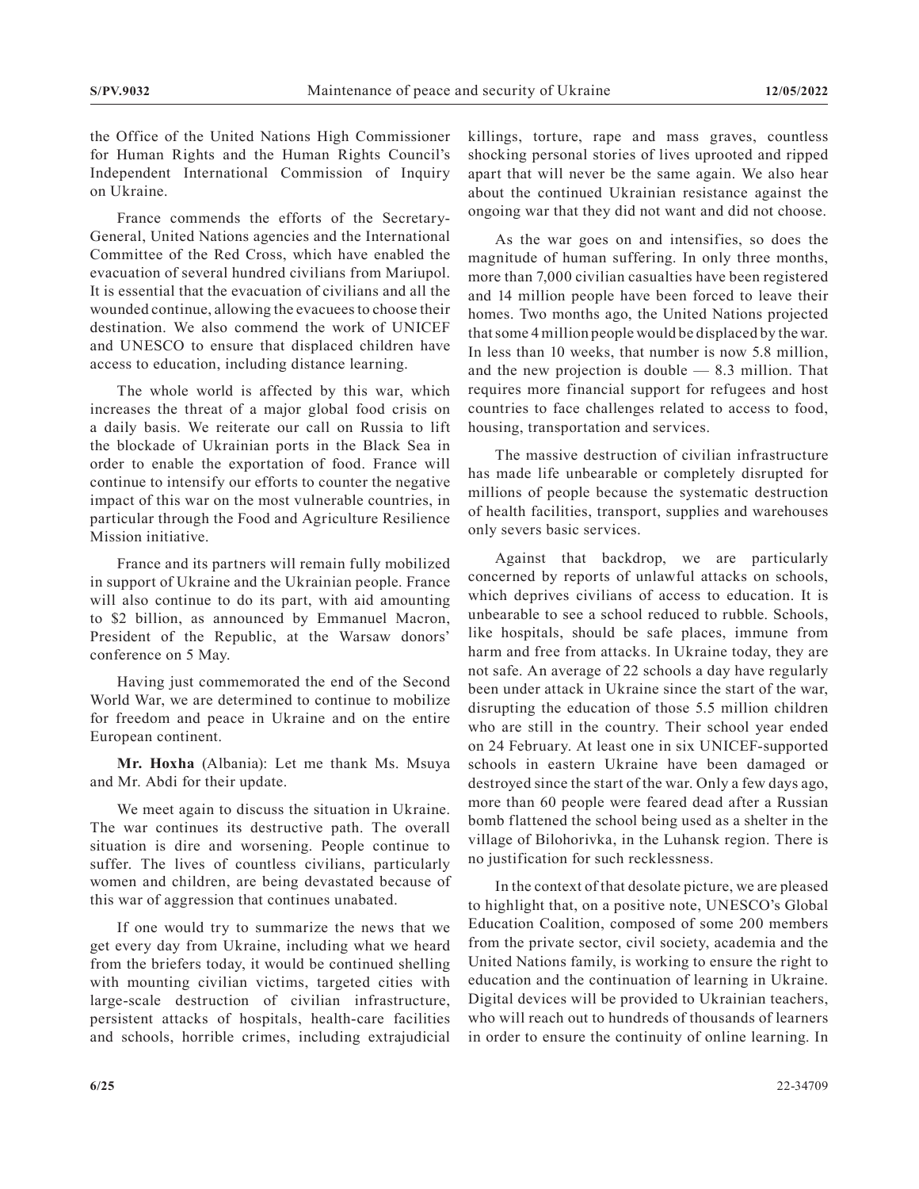the Office of the United Nations High Commissioner for Human Rights and the Human Rights Council's Independent International Commission of Inquiry on Ukraine.

France commends the efforts of the Secretary-General, United Nations agencies and the International Committee of the Red Cross, which have enabled the evacuation of several hundred civilians from Mariupol. It is essential that the evacuation of civilians and all the wounded continue, allowing the evacuees to choose their destination. We also commend the work of UNICEF and UNESCO to ensure that displaced children have access to education, including distance learning.

The whole world is affected by this war, which increases the threat of a major global food crisis on a daily basis. We reiterate our call on Russia to lift the blockade of Ukrainian ports in the Black Sea in order to enable the exportation of food. France will continue to intensify our efforts to counter the negative impact of this war on the most vulnerable countries, in particular through the Food and Agriculture Resilience Mission initiative.

France and its partners will remain fully mobilized in support of Ukraine and the Ukrainian people. France will also continue to do its part, with aid amounting to $2 billion, as announced by Emmanuel Macron, President of the Republic, at the Warsaw donors' conference on 5 May.

Having just commemorated the end of the Second World War, we are determined to continue to mobilize for freedom and peace in Ukraine and on the entire European continent.

**Mr. Hoxha** (Albania): Let me thank Ms. Msuya and Mr. Abdi for their update.

We meet again to discuss the situation in Ukraine. The war continues its destructive path. The overall situation is dire and worsening. People continue to suffer. The lives of countless civilians, particularly women and children, are being devastated because of this war of aggression that continues unabated.

If one would try to summarize the news that we get every day from Ukraine, including what we heard from the briefers today, it would be continued shelling with mounting civilian victims, targeted cities with large-scale destruction of civilian infrastructure, persistent attacks of hospitals, health-care facilities and schools, horrible crimes, including extrajudicial killings, torture, rape and mass graves, countless shocking personal stories of lives uprooted and ripped apart that will never be the same again. We also hear about the continued Ukrainian resistance against the ongoing war that they did not want and did not choose.

As the war goes on and intensifies, so does the magnitude of human suffering. In only three months, more than 7,000 civilian casualties have been registered and 14 million people have been forced to leave their homes. Two months ago, the United Nations projected that some 4 million people would be displaced by the war. In less than 10 weeks, that number is now 5.8 million, and the new projection is double — 8.3 million. That requires more financial support for refugees and host countries to face challenges related to access to food, housing, transportation and services.

The massive destruction of civilian infrastructure has made life unbearable or completely disrupted for millions of people because the systematic destruction of health facilities, transport, supplies and warehouses only severs basic services.

Against that backdrop, we are particularly concerned by reports of unlawful attacks on schools, which deprives civilians of access to education. It is unbearable to see a school reduced to rubble. Schools, like hospitals, should be safe places, immune from harm and free from attacks. In Ukraine today, they are not safe. An average of 22 schools a day have regularly been under attack in Ukraine since the start of the war, disrupting the education of those 5.5 million children who are still in the country. Their school year ended on 24 February. At least one in six UNICEF-supported schools in eastern Ukraine have been damaged or destroyed since the start of the war. Only a few days ago, more than 60 people were feared dead after a Russian bomb flattened the school being used as a shelter in the village of Bilohorivka, in the Luhansk region. There is no justification for such recklessness.

In the context of that desolate picture, we are pleased to highlight that, on a positive note, UNESCO's Global Education Coalition, composed of some 200 members from the private sector, civil society, academia and the United Nations family, is working to ensure the right to education and the continuation of learning in Ukraine. Digital devices will be provided to Ukrainian teachers, who will reach out to hundreds of thousands of learners in order to ensure the continuity of online learning. In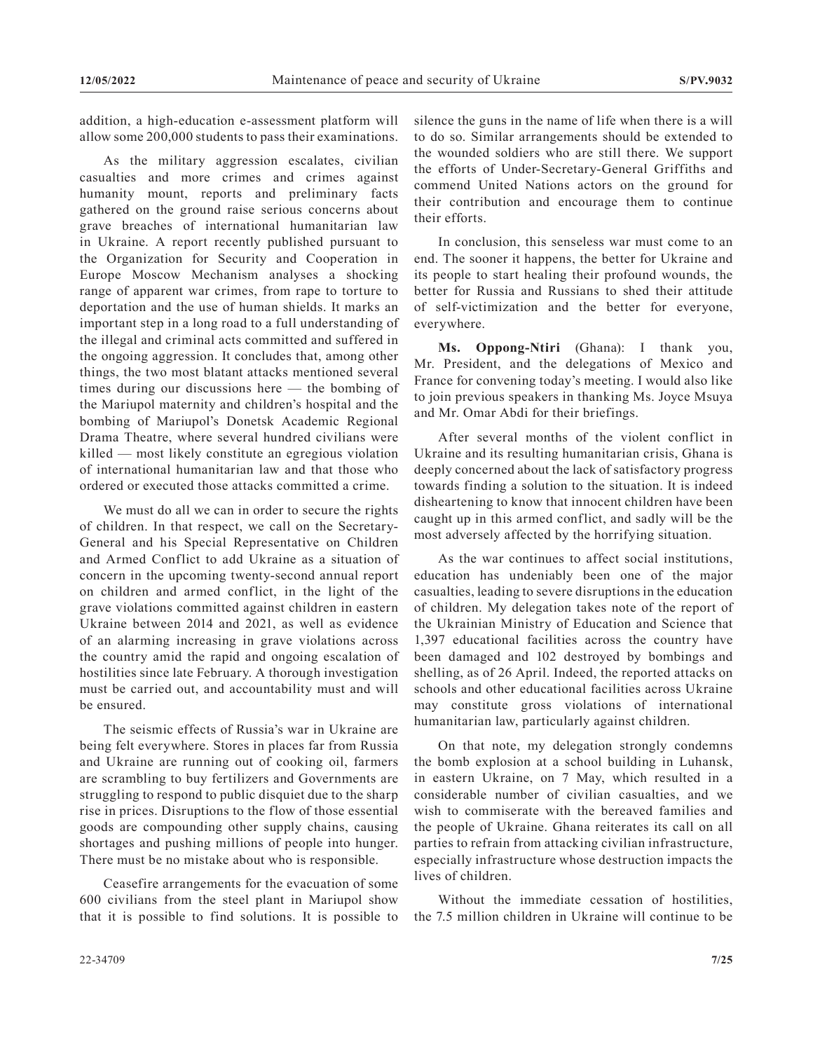addition, a high-education e-assessment platform will allow some 200,000 students to pass their examinations.

As the military aggression escalates, civilian casualties and more crimes and crimes against humanity mount, reports and preliminary facts gathered on the ground raise serious concerns about grave breaches of international humanitarian law in Ukraine. A report recently published pursuant to the Organization for Security and Cooperation in Europe Moscow Mechanism analyses a shocking range of apparent war crimes, from rape to torture to deportation and the use of human shields. It marks an important step in a long road to a full understanding of the illegal and criminal acts committed and suffered in the ongoing aggression. It concludes that, among other things, the two most blatant attacks mentioned several times during our discussions here — the bombing of the Mariupol maternity and children's hospital and the bombing of Mariupol's Donetsk Academic Regional Drama Theatre, where several hundred civilians were killed — most likely constitute an egregious violation of international humanitarian law and that those who ordered or executed those attacks committed a crime.

We must do all we can in order to secure the rights of children. In that respect, we call on the Secretary-General and his Special Representative on Children and Armed Conflict to add Ukraine as a situation of concern in the upcoming twenty-second annual report on children and armed conflict, in the light of the grave violations committed against children in eastern Ukraine between 2014 and 2021, as well as evidence of an alarming increasing in grave violations across the country amid the rapid and ongoing escalation of hostilities since late February. A thorough investigation must be carried out, and accountability must and will be ensured.

The seismic effects of Russia's war in Ukraine are being felt everywhere. Stores in places far from Russia and Ukraine are running out of cooking oil, farmers are scrambling to buy fertilizers and Governments are struggling to respond to public disquiet due to the sharp rise in prices. Disruptions to the flow of those essential goods are compounding other supply chains, causing shortages and pushing millions of people into hunger. There must be no mistake about who is responsible.

Ceasefire arrangements for the evacuation of some 600 civilians from the steel plant in Mariupol show that it is possible to find solutions. It is possible to silence the guns in the name of life when there is a will to do so. Similar arrangements should be extended to the wounded soldiers who are still there. We support the efforts of Under-Secretary-General Griffiths and commend United Nations actors on the ground for their contribution and encourage them to continue their efforts.

In conclusion, this senseless war must come to an end. The sooner it happens, the better for Ukraine and its people to start healing their profound wounds, the better for Russia and Russians to shed their attitude of self-victimization and the better for everyone, everywhere.

**Ms. Oppong-Ntiri** (Ghana): I thank you, Mr. President, and the delegations of Mexico and France for convening today's meeting. I would also like to join previous speakers in thanking Ms. Joyce Msuya and Mr. Omar Abdi for their briefings.

After several months of the violent conflict in Ukraine and its resulting humanitarian crisis, Ghana is deeply concerned about the lack of satisfactory progress towards finding a solution to the situation. It is indeed disheartening to know that innocent children have been caught up in this armed conflict, and sadly will be the most adversely affected by the horrifying situation.

As the war continues to affect social institutions, education has undeniably been one of the major casualties, leading to severe disruptions in the education of children. My delegation takes note of the report of the Ukrainian Ministry of Education and Science that 1,397 educational facilities across the country have been damaged and 102 destroyed by bombings and shelling, as of 26 April. Indeed, the reported attacks on schools and other educational facilities across Ukraine may constitute gross violations of international humanitarian law, particularly against children.

On that note, my delegation strongly condemns the bomb explosion at a school building in Luhansk, in eastern Ukraine, on 7 May, which resulted in a considerable number of civilian casualties, and we wish to commiserate with the bereaved families and the people of Ukraine. Ghana reiterates its call on all parties to refrain from attacking civilian infrastructure, especially infrastructure whose destruction impacts the lives of children.

Without the immediate cessation of hostilities, the 7.5 million children in Ukraine will continue to be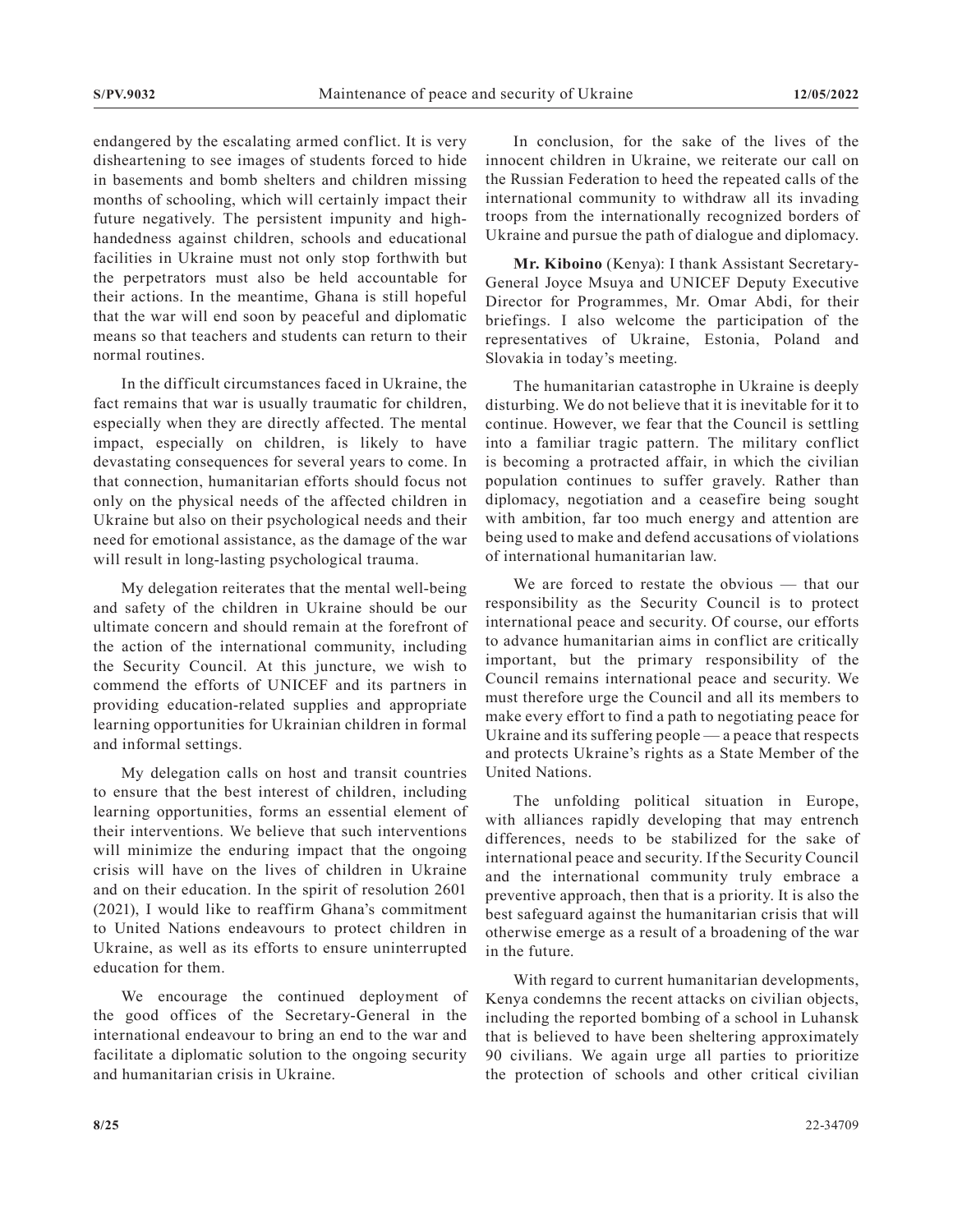endangered by the escalating armed conflict. It is very disheartening to see images of students forced to hide in basements and bomb shelters and children missing months of schooling, which will certainly impact their future negatively. The persistent impunity and high-handedness against children, schools and educational facilities in Ukraine must not only stop forthwith but the perpetrators must also be held accountable for their actions. In the meantime, Ghana is still hopeful that the war will end soon by peaceful and diplomatic means so that teachers and students can return to their normal routines.

In the difficult circumstances faced in Ukraine, the fact remains that war is usually traumatic for children, especially when they are directly affected. The mental impact, especially on children, is likely to have devastating consequences for several years to come. In that connection, humanitarian efforts should focus not only on the physical needs of the affected children in Ukraine but also on their psychological needs and their need for emotional assistance, as the damage of the war will result in long-lasting psychological trauma.

My delegation reiterates that the mental well-being and safety of the children in Ukraine should be our ultimate concern and should remain at the forefront of the action of the international community, including the Security Council. At this juncture, we wish to commend the efforts of UNICEF and its partners in providing education-related supplies and appropriate learning opportunities for Ukrainian children in formal and informal settings.

My delegation calls on host and transit countries to ensure that the best interest of children, including learning opportunities, forms an essential element of their interventions. We believe that such interventions will minimize the enduring impact that the ongoing crisis will have on the lives of children in Ukraine and on their education. In the spirit of resolution 2601 (2021), I would like to reaffirm Ghana's commitment to United Nations endeavours to protect children in Ukraine, as well as its efforts to ensure uninterrupted education for them.

We encourage the continued deployment of the good offices of the Secretary-General in the international endeavour to bring an end to the war and facilitate a diplomatic solution to the ongoing security and humanitarian crisis in Ukraine.

In conclusion, for the sake of the lives of the innocent children in Ukraine, we reiterate our call on the Russian Federation to heed the repeated calls of the international community to withdraw all its invading troops from the internationally recognized borders of Ukraine and pursue the path of dialogue and diplomacy.

**Mr. Kiboino** (Kenya): I thank Assistant Secretary-General Joyce Msuya and UNICEF Deputy Executive Director for Programmes, Mr. Omar Abdi, for their briefings. I also welcome the participation of the representatives of Ukraine, Estonia, Poland and Slovakia in today's meeting.

The humanitarian catastrophe in Ukraine is deeply disturbing. We do not believe that it is inevitable for it to continue. However, we fear that the Council is settling into a familiar tragic pattern. The military conflict is becoming a protracted affair, in which the civilian population continues to suffer gravely. Rather than diplomacy, negotiation and a ceasefire being sought with ambition, far too much energy and attention are being used to make and defend accusations of violations of international humanitarian law.

We are forced to restate the obvious — that our responsibility as the Security Council is to protect international peace and security. Of course, our efforts to advance humanitarian aims in conflict are critically important, but the primary responsibility of the Council remains international peace and security. We must therefore urge the Council and all its members to make every effort to find a path to negotiating peace for Ukraine and its suffering people — a peace that respects and protects Ukraine's rights as a State Member of the United Nations.

The unfolding political situation in Europe, with alliances rapidly developing that may entrench differences, needs to be stabilized for the sake of international peace and security. If the Security Council and the international community truly embrace a preventive approach, then that is a priority. It is also the best safeguard against the humanitarian crisis that will otherwise emerge as a result of a broadening of the war in the future.

With regard to current humanitarian developments, Kenya condemns the recent attacks on civilian objects, including the reported bombing of a school in Luhansk that is believed to have been sheltering approximately 90 civilians. We again urge all parties to prioritize the protection of schools and other critical civilian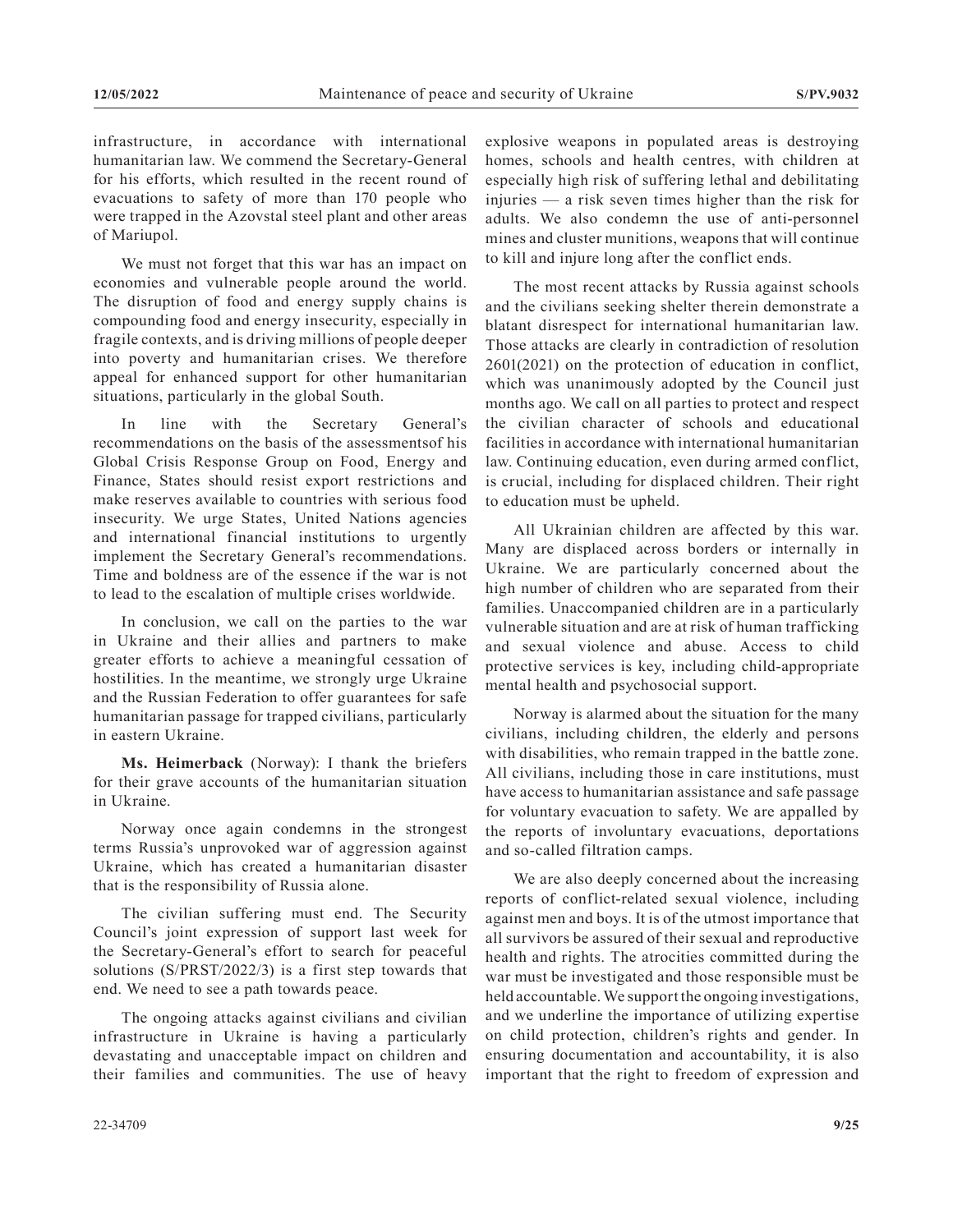infrastructure, in accordance with international humanitarian law. We commend the Secretary-General for his efforts, which resulted in the recent round of evacuations to safety of more than 170 people who were trapped in the Azovstal steel plant and other areas of Mariupol.

We must not forget that this war has an impact on economies and vulnerable people around the world. The disruption of food and energy supply chains is compounding food and energy insecurity, especially in fragile contexts, and is driving millions of people deeper into poverty and humanitarian crises. We therefore appeal for enhanced support for other humanitarian situations, particularly in the global South.

In line with the Secretary General's recommendations on the basis of the assessmentsof his Global Crisis Response Group on Food, Energy and Finance, States should resist export restrictions and make reserves available to countries with serious food insecurity. We urge States, United Nations agencies and international financial institutions to urgently implement the Secretary General's recommendations. Time and boldness are of the essence if the war is not to lead to the escalation of multiple crises worldwide.

In conclusion, we call on the parties to the war in Ukraine and their allies and partners to make greater efforts to achieve a meaningful cessation of hostilities. In the meantime, we strongly urge Ukraine and the Russian Federation to offer guarantees for safe humanitarian passage for trapped civilians, particularly in eastern Ukraine.

**Ms. Heimerback** (Norway): I thank the briefers for their grave accounts of the humanitarian situation in Ukraine.

Norway once again condemns in the strongest terms Russia's unprovoked war of aggression against Ukraine, which has created a humanitarian disaster that is the responsibility of Russia alone.

The civilian suffering must end. The Security Council's joint expression of support last week for the Secretary-General's effort to search for peaceful solutions (S/PRST/2022/3) is a first step towards that end. We need to see a path towards peace.

The ongoing attacks against civilians and civilian infrastructure in Ukraine is having a particularly devastating and unacceptable impact on children and their families and communities. The use of heavy explosive weapons in populated areas is destroying homes, schools and health centres, with children at especially high risk of suffering lethal and debilitating injuries — a risk seven times higher than the risk for adults. We also condemn the use of anti-personnel mines and cluster munitions, weapons that will continue to kill and injure long after the conflict ends.

The most recent attacks by Russia against schools and the civilians seeking shelter therein demonstrate a blatant disrespect for international humanitarian law. Those attacks are clearly in contradiction of resolution 2601(2021) on the protection of education in conflict, which was unanimously adopted by the Council just months ago. We call on all parties to protect and respect the civilian character of schools and educational facilities in accordance with international humanitarian law. Continuing education, even during armed conflict, is crucial, including for displaced children. Their right to education must be upheld.

All Ukrainian children are affected by this war. Many are displaced across borders or internally in Ukraine. We are particularly concerned about the high number of children who are separated from their families. Unaccompanied children are in a particularly vulnerable situation and are at risk of human trafficking and sexual violence and abuse. Access to child protective services is key, including child-appropriate mental health and psychosocial support.

Norway is alarmed about the situation for the many civilians, including children, the elderly and persons with disabilities, who remain trapped in the battle zone. All civilians, including those in care institutions, must have access to humanitarian assistance and safe passage for voluntary evacuation to safety. We are appalled by the reports of involuntary evacuations, deportations and so-called filtration camps.

We are also deeply concerned about the increasing reports of conflict-related sexual violence, including against men and boys. It is of the utmost importance that all survivors be assured of their sexual and reproductive health and rights. The atrocities committed during the war must be investigated and those responsible must be held accountable. We support the ongoing investigations, and we underline the importance of utilizing expertise on child protection, children's rights and gender. In ensuring documentation and accountability, it is also important that the right to freedom of expression and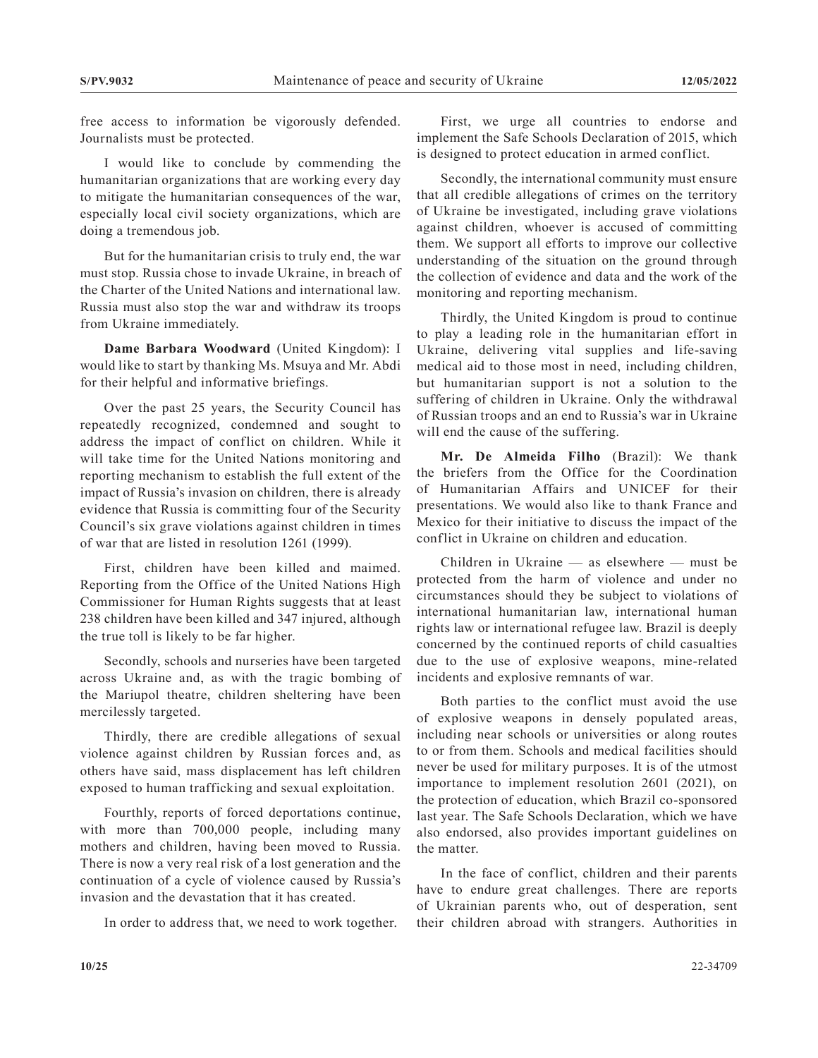free access to information be vigorously defended. Journalists must be protected.

I would like to conclude by commending the humanitarian organizations that are working every day to mitigate the humanitarian consequences of the war, especially local civil society organizations, which are doing a tremendous job.

But for the humanitarian crisis to truly end, the war must stop. Russia chose to invade Ukraine, in breach of the Charter of the United Nations and international law. Russia must also stop the war and withdraw its troops from Ukraine immediately.

**Dame Barbara Woodward** (United Kingdom): I would like to start by thanking Ms. Msuya and Mr. Abdi for their helpful and informative briefings.

Over the past 25 years, the Security Council has repeatedly recognized, condemned and sought to address the impact of conflict on children. While it will take time for the United Nations monitoring and reporting mechanism to establish the full extent of the impact of Russia's invasion on children, there is already evidence that Russia is committing four of the Security Council's six grave violations against children in times of war that are listed in resolution 1261 (1999).

First, children have been killed and maimed. Reporting from the Office of the United Nations High Commissioner for Human Rights suggests that at least 238 children have been killed and 347 injured, although the true toll is likely to be far higher.

Secondly, schools and nurseries have been targeted across Ukraine and, as with the tragic bombing of the Mariupol theatre, children sheltering have been mercilessly targeted.

Thirdly, there are credible allegations of sexual violence against children by Russian forces and, as others have said, mass displacement has left children exposed to human trafficking and sexual exploitation.

Fourthly, reports of forced deportations continue, with more than 700,000 people, including many mothers and children, having been moved to Russia. There is now a very real risk of a lost generation and the continuation of a cycle of violence caused by Russia's invasion and the devastation that it has created.

In order to address that, we need to work together.

First, we urge all countries to endorse and implement the Safe Schools Declaration of 2015, which is designed to protect education in armed conflict.

Secondly, the international community must ensure that all credible allegations of crimes on the territory of Ukraine be investigated, including grave violations against children, whoever is accused of committing them. We support all efforts to improve our collective understanding of the situation on the ground through the collection of evidence and data and the work of the monitoring and reporting mechanism.

Thirdly, the United Kingdom is proud to continue to play a leading role in the humanitarian effort in Ukraine, delivering vital supplies and life-saving medical aid to those most in need, including children, but humanitarian support is not a solution to the suffering of children in Ukraine. Only the withdrawal of Russian troops and an end to Russia's war in Ukraine will end the cause of the suffering.

**Mr. De Almeida Filho** (Brazil): We thank the briefers from the Office for the Coordination of Humanitarian Affairs and UNICEF for their presentations. We would also like to thank France and Mexico for their initiative to discuss the impact of the conflict in Ukraine on children and education.

Children in Ukraine — as elsewhere — must be protected from the harm of violence and under no circumstances should they be subject to violations of international humanitarian law, international human rights law or international refugee law. Brazil is deeply concerned by the continued reports of child casualties due to the use of explosive weapons, mine-related incidents and explosive remnants of war.

Both parties to the conflict must avoid the use of explosive weapons in densely populated areas, including near schools or universities or along routes to or from them. Schools and medical facilities should never be used for military purposes. It is of the utmost importance to implement resolution 2601 (2021), on the protection of education, which Brazil co-sponsored last year. The Safe Schools Declaration, which we have also endorsed, also provides important guidelines on the matter.

In the face of conflict, children and their parents have to endure great challenges. There are reports of Ukrainian parents who, out of desperation, sent their children abroad with strangers. Authorities in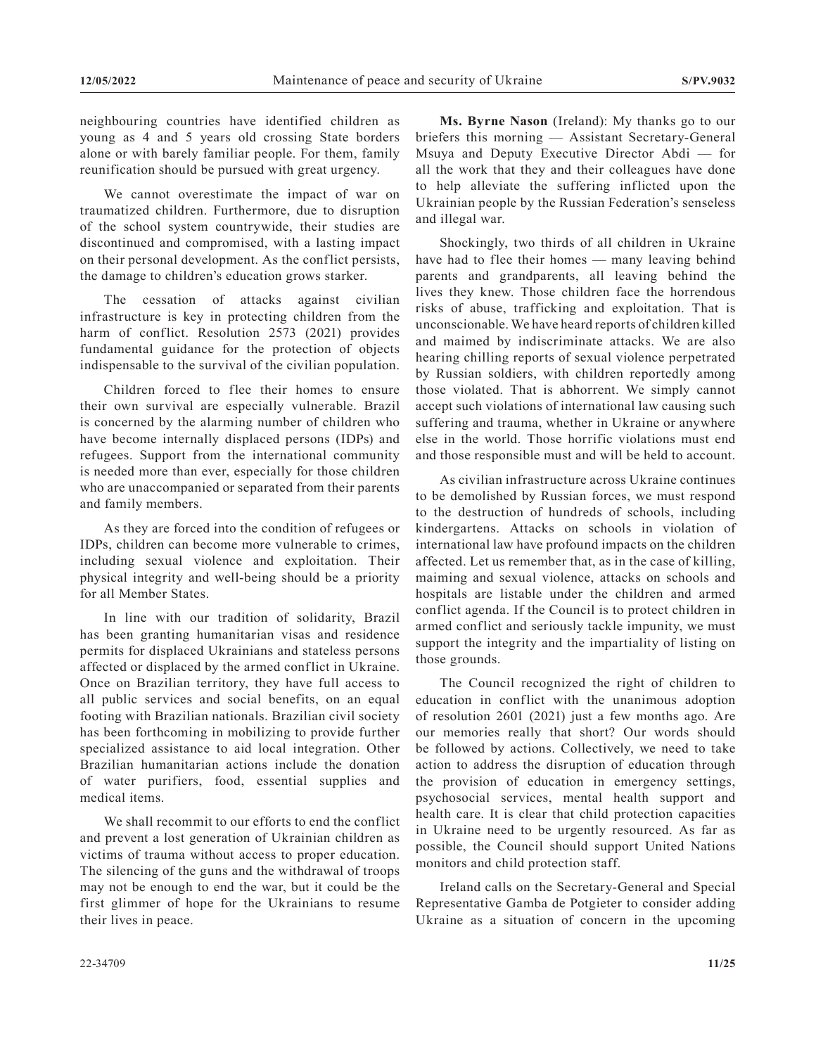neighbouring countries have identified children as young as 4 and 5 years old crossing State borders alone or with barely familiar people. For them, family reunification should be pursued with great urgency.

We cannot overestimate the impact of war on traumatized children. Furthermore, due to disruption of the school system countrywide, their studies are discontinued and compromised, with a lasting impact on their personal development. As the conflict persists, the damage to children's education grows starker.

The cessation of attacks against civilian infrastructure is key in protecting children from the harm of conflict. Resolution 2573 (2021) provides fundamental guidance for the protection of objects indispensable to the survival of the civilian population.

Children forced to flee their homes to ensure their own survival are especially vulnerable. Brazil is concerned by the alarming number of children who have become internally displaced persons (IDPs) and refugees. Support from the international community is needed more than ever, especially for those children who are unaccompanied or separated from their parents and family members.

As they are forced into the condition of refugees or IDPs, children can become more vulnerable to crimes, including sexual violence and exploitation. Their physical integrity and well-being should be a priority for all Member States.

In line with our tradition of solidarity, Brazil has been granting humanitarian visas and residence permits for displaced Ukrainians and stateless persons affected or displaced by the armed conflict in Ukraine. Once on Brazilian territory, they have full access to all public services and social benefits, on an equal footing with Brazilian nationals. Brazilian civil society has been forthcoming in mobilizing to provide further specialized assistance to aid local integration. Other Brazilian humanitarian actions include the donation of water purifiers, food, essential supplies and medical items.

We shall recommit to our efforts to end the conflict and prevent a lost generation of Ukrainian children as victims of trauma without access to proper education. The silencing of the guns and the withdrawal of troops may not be enough to end the war, but it could be the first glimmer of hope for the Ukrainians to resume their lives in peace.

**Ms. Byrne Nason** (Ireland): My thanks go to our briefers this morning — Assistant Secretary-General Msuya and Deputy Executive Director Abdi — for all the work that they and their colleagues have done to help alleviate the suffering inflicted upon the Ukrainian people by the Russian Federation's senseless and illegal war.

Shockingly, two thirds of all children in Ukraine have had to flee their homes — many leaving behind parents and grandparents, all leaving behind the lives they knew. Those children face the horrendous risks of abuse, trafficking and exploitation. That is unconscionable. We have heard reports of children killed and maimed by indiscriminate attacks. We are also hearing chilling reports of sexual violence perpetrated by Russian soldiers, with children reportedly among those violated. That is abhorrent. We simply cannot accept such violations of international law causing such suffering and trauma, whether in Ukraine or anywhere else in the world. Those horrific violations must end and those responsible must and will be held to account.

As civilian infrastructure across Ukraine continues to be demolished by Russian forces, we must respond to the destruction of hundreds of schools, including kindergartens. Attacks on schools in violation of international law have profound impacts on the children affected. Let us remember that, as in the case of killing, maiming and sexual violence, attacks on schools and hospitals are listable under the children and armed conflict agenda. If the Council is to protect children in armed conflict and seriously tackle impunity, we must support the integrity and the impartiality of listing on those grounds.

The Council recognized the right of children to education in conflict with the unanimous adoption of resolution 2601 (2021) just a few months ago. Are our memories really that short? Our words should be followed by actions. Collectively, we need to take action to address the disruption of education through the provision of education in emergency settings, psychosocial services, mental health support and health care. It is clear that child protection capacities in Ukraine need to be urgently resourced. As far as possible, the Council should support United Nations monitors and child protection staff.

Ireland calls on the Secretary-General and Special Representative Gamba de Potgieter to consider adding Ukraine as a situation of concern in the upcoming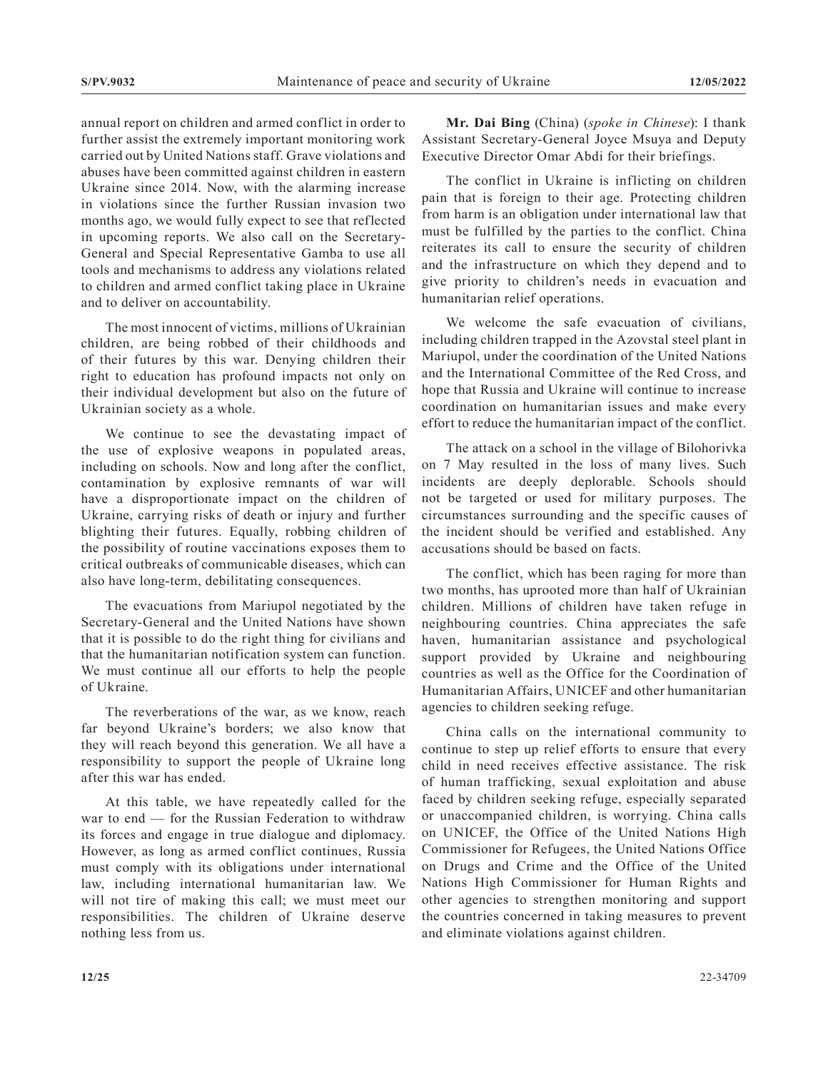annual report on children and armed conflict in order to further assist the extremely important monitoring work carried out by United Nations staff. Grave violations and abuses have been committed against children in eastern Ukraine since 2014. Now, with the alarming increase in violations since the further Russian invasion two months ago, we would fully expect to see that reflected in upcoming reports. We also call on the Secretary-General and Special Representative Gamba to use all tools and mechanisms to address any violations related to children and armed conflict taking place in Ukraine and to deliver on accountability.

The most innocent of victims, millions of Ukrainian children, are being robbed of their childhoods and of their futures by this war. Denying children their right to education has profound impacts not only on their individual development but also on the future of Ukrainian society as a whole.

We continue to see the devastating impact of the use of explosive weapons in populated areas, including on schools. Now and long after the conflict, contamination by explosive remnants of war will have a disproportionate impact on the children of Ukraine, carrying risks of death or injury and further blighting their futures. Equally, robbing children of the possibility of routine vaccinations exposes them to critical outbreaks of communicable diseases, which can also have long-term, debilitating consequences.

The evacuations from Mariupol negotiated by the Secretary-General and the United Nations have shown that it is possible to do the right thing for civilians and that the humanitarian notification system can function. We must continue all our efforts to help the people of Ukraine.

The reverberations of the war, as we know, reach far beyond Ukraine's borders; we also know that they will reach beyond this generation. We all have a responsibility to support the people of Ukraine long after this war has ended.

At this table, we have repeatedly called for the war to end — for the Russian Federation to withdraw its forces and engage in true dialogue and diplomacy. However, as long as armed conflict continues, Russia must comply with its obligations under international law, including international humanitarian law. We will not tire of making this call; we must meet our responsibilities. The children of Ukraine deserve nothing less from us.

**Mr. Dai Bing** (China) (*spoke in Chinese*): I thank Assistant Secretary-General Joyce Msuya and Deputy Executive Director Omar Abdi for their briefings.

The conflict in Ukraine is inflicting on children pain that is foreign to their age. Protecting children from harm is an obligation under international law that must be fulfilled by the parties to the conflict. China reiterates its call to ensure the security of children and the infrastructure on which they depend and to give priority to children's needs in evacuation and humanitarian relief operations.

We welcome the safe evacuation of civilians, including children trapped in the Azovstal steel plant in Mariupol, under the coordination of the United Nations and the International Committee of the Red Cross, and hope that Russia and Ukraine will continue to increase coordination on humanitarian issues and make every effort to reduce the humanitarian impact of the conflict.

The attack on a school in the village of Bilohorivka on 7 May resulted in the loss of many lives. Such incidents are deeply deplorable. Schools should not be targeted or used for military purposes. The circumstances surrounding and the specific causes of the incident should be verified and established. Any accusations should be based on facts.

The conflict, which has been raging for more than two months, has uprooted more than half of Ukrainian children. Millions of children have taken refuge in neighbouring countries. China appreciates the safe haven, humanitarian assistance and psychological support provided by Ukraine and neighbouring countries as well as the Office for the Coordination of Humanitarian Affairs, UNICEF and other humanitarian agencies to children seeking refuge.

China calls on the international community to continue to step up relief efforts to ensure that every child in need receives effective assistance. The risk of human trafficking, sexual exploitation and abuse faced by children seeking refuge, especially separated or unaccompanied children, is worrying. China calls on UNICEF, the Office of the United Nations High Commissioner for Refugees, the United Nations Office on Drugs and Crime and the Office of the United Nations High Commissioner for Human Rights and other agencies to strengthen monitoring and support the countries concerned in taking measures to prevent and eliminate violations against children.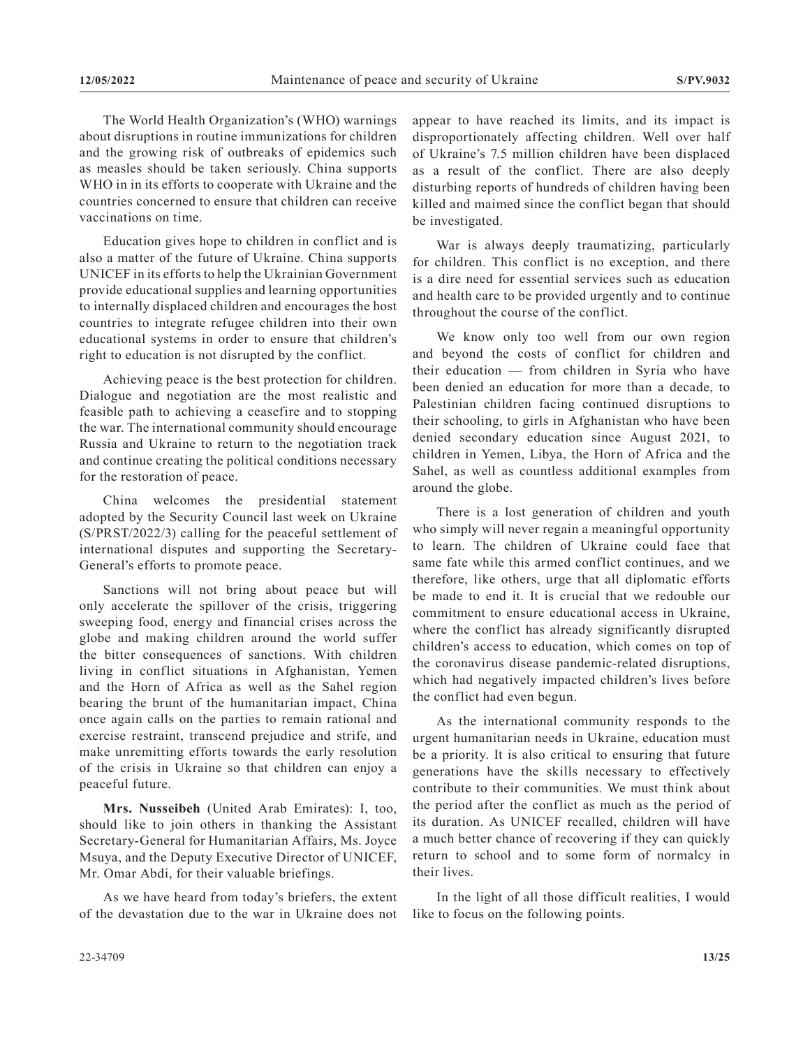The World Health Organization's (WHO) warnings about disruptions in routine immunizations for children and the growing risk of outbreaks of epidemics such as measles should be taken seriously. China supports WHO in in its efforts to cooperate with Ukraine and the countries concerned to ensure that children can receive vaccinations on time.

Education gives hope to children in conflict and is also a matter of the future of Ukraine. China supports UNICEF in its efforts to help the Ukrainian Government provide educational supplies and learning opportunities to internally displaced children and encourages the host countries to integrate refugee children into their own educational systems in order to ensure that children's right to education is not disrupted by the conflict.

Achieving peace is the best protection for children. Dialogue and negotiation are the most realistic and feasible path to achieving a ceasefire and to stopping the war. The international community should encourage Russia and Ukraine to return to the negotiation track and continue creating the political conditions necessary for the restoration of peace.

China welcomes the presidential statement adopted by the Security Council last week on Ukraine (S/PRST/2022/3) calling for the peaceful settlement of international disputes and supporting the Secretary-General's efforts to promote peace.

Sanctions will not bring about peace but will only accelerate the spillover of the crisis, triggering sweeping food, energy and financial crises across the globe and making children around the world suffer the bitter consequences of sanctions. With children living in conflict situations in Afghanistan, Yemen and the Horn of Africa as well as the Sahel region bearing the brunt of the humanitarian impact, China once again calls on the parties to remain rational and exercise restraint, transcend prejudice and strife, and make unremitting efforts towards the early resolution of the crisis in Ukraine so that children can enjoy a peaceful future.

**Mrs. Nusseibeh** (United Arab Emirates): I, too, should like to join others in thanking the Assistant Secretary-General for Humanitarian Affairs, Ms. Joyce Msuya, and the Deputy Executive Director of UNICEF, Mr. Omar Abdi, for their valuable briefings.

As we have heard from today's briefers, the extent of the devastation due to the war in Ukraine does not appear to have reached its limits, and its impact is disproportionately affecting children. Well over half of Ukraine's 7.5 million children have been displaced as a result of the conflict. There are also deeply disturbing reports of hundreds of children having been killed and maimed since the conflict began that should be investigated.

War is always deeply traumatizing, particularly for children. This conflict is no exception, and there is a dire need for essential services such as education and health care to be provided urgently and to continue throughout the course of the conflict.

We know only too well from our own region and beyond the costs of conflict for children and their education — from children in Syria who have been denied an education for more than a decade, to Palestinian children facing continued disruptions to their schooling, to girls in Afghanistan who have been denied secondary education since August 2021, to children in Yemen, Libya, the Horn of Africa and the Sahel, as well as countless additional examples from around the globe.

There is a lost generation of children and youth who simply will never regain a meaningful opportunity to learn. The children of Ukraine could face that same fate while this armed conflict continues, and we therefore, like others, urge that all diplomatic efforts be made to end it. It is crucial that we redouble our commitment to ensure educational access in Ukraine, where the conflict has already significantly disrupted children's access to education, which comes on top of the coronavirus disease pandemic-related disruptions, which had negatively impacted children's lives before the conflict had even begun.

As the international community responds to the urgent humanitarian needs in Ukraine, education must be a priority. It is also critical to ensuring that future generations have the skills necessary to effectively contribute to their communities. We must think about the period after the conflict as much as the period of its duration. As UNICEF recalled, children will have a much better chance of recovering if they can quickly return to school and to some form of normalcy in their lives.

In the light of all those difficult realities, I would like to focus on the following points.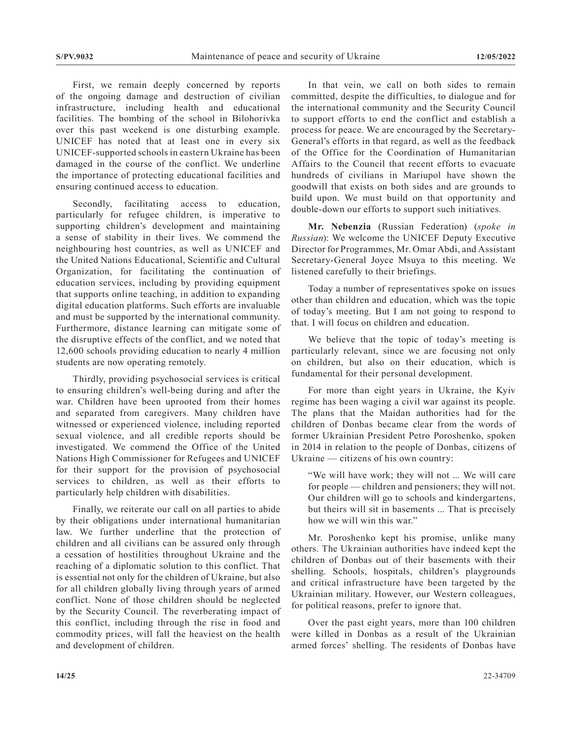First, we remain deeply concerned by reports of the ongoing damage and destruction of civilian infrastructure, including health and educational facilities. The bombing of the school in Bilohorivka over this past weekend is one disturbing example. UNICEF has noted that at least one in every six UNICEF-supported schools in eastern Ukraine has been damaged in the course of the conflict. We underline the importance of protecting educational facilities and ensuring continued access to education.

Secondly, facilitating access to education, particularly for refugee children, is imperative to supporting children's development and maintaining a sense of stability in their lives. We commend the neighbouring host countries, as well as UNICEF and the United Nations Educational, Scientific and Cultural Organization, for facilitating the continuation of education services, including by providing equipment that supports online teaching, in addition to expanding digital education platforms. Such efforts are invaluable and must be supported by the international community. Furthermore, distance learning can mitigate some of the disruptive effects of the conflict, and we noted that 12,600 schools providing education to nearly 4 million students are now operating remotely.

Thirdly, providing psychosocial services is critical to ensuring children's well-being during and after the war. Children have been uprooted from their homes and separated from caregivers. Many children have witnessed or experienced violence, including reported sexual violence, and all credible reports should be investigated. We commend the Office of the United Nations High Commissioner for Refugees and UNICEF for their support for the provision of psychosocial services to children, as well as their efforts to particularly help children with disabilities.

Finally, we reiterate our call on all parties to abide by their obligations under international humanitarian law. We further underline that the protection of children and all civilians can be assured only through a cessation of hostilities throughout Ukraine and the reaching of a diplomatic solution to this conflict. That is essential not only for the children of Ukraine, but also for all children globally living through years of armed conflict. None of those children should be neglected by the Security Council. The reverberating impact of this conflict, including through the rise in food and commodity prices, will fall the heaviest on the health and development of children.

In that vein, we call on both sides to remain committed, despite the difficulties, to dialogue and for the international community and the Security Council to support efforts to end the conflict and establish a process for peace. We are encouraged by the Secretary-General's efforts in that regard, as well as the feedback of the Office for the Coordination of Humanitarian Affairs to the Council that recent efforts to evacuate hundreds of civilians in Mariupol have shown the goodwill that exists on both sides and are grounds to build upon. We must build on that opportunity and double-down our efforts to support such initiatives.

**Mr. Nebenzia** (Russian Federation) (*spoke in Russian*): We welcome the UNICEF Deputy Executive Director for Programmes, Mr. Omar Abdi, and Assistant Secretary-General Joyce Msuya to this meeting. We listened carefully to their briefings.

Today a number of representatives spoke on issues other than children and education, which was the topic of today's meeting. But I am not going to respond to that. I will focus on children and education.

We believe that the topic of today's meeting is particularly relevant, since we are focusing not only on children, but also on their education, which is fundamental for their personal development.

For more than eight years in Ukraine, the Kyiv regime has been waging a civil war against its people. The plans that the Maidan authorities had for the children of Donbas became clear from the words of former Ukrainian President Petro Poroshenko, spoken in 2014 in relation to the people of Donbas, citizens of Ukraine — citizens of his own country:

> "We will have work; they will not ... We will care for people — children and pensioners; they will not. Our children will go to schools and kindergartens, but theirs will sit in basements ... That is precisely how we will win this war."

Mr. Poroshenko kept his promise, unlike many others. The Ukrainian authorities have indeed kept the children of Donbas out of their basements with their shelling. Schools, hospitals, children's playgrounds and critical infrastructure have been targeted by the Ukrainian military. However, our Western colleagues, for political reasons, prefer to ignore that.

Over the past eight years, more than 100 children were killed in Donbas as a result of the Ukrainian armed forces' shelling. The residents of Donbas have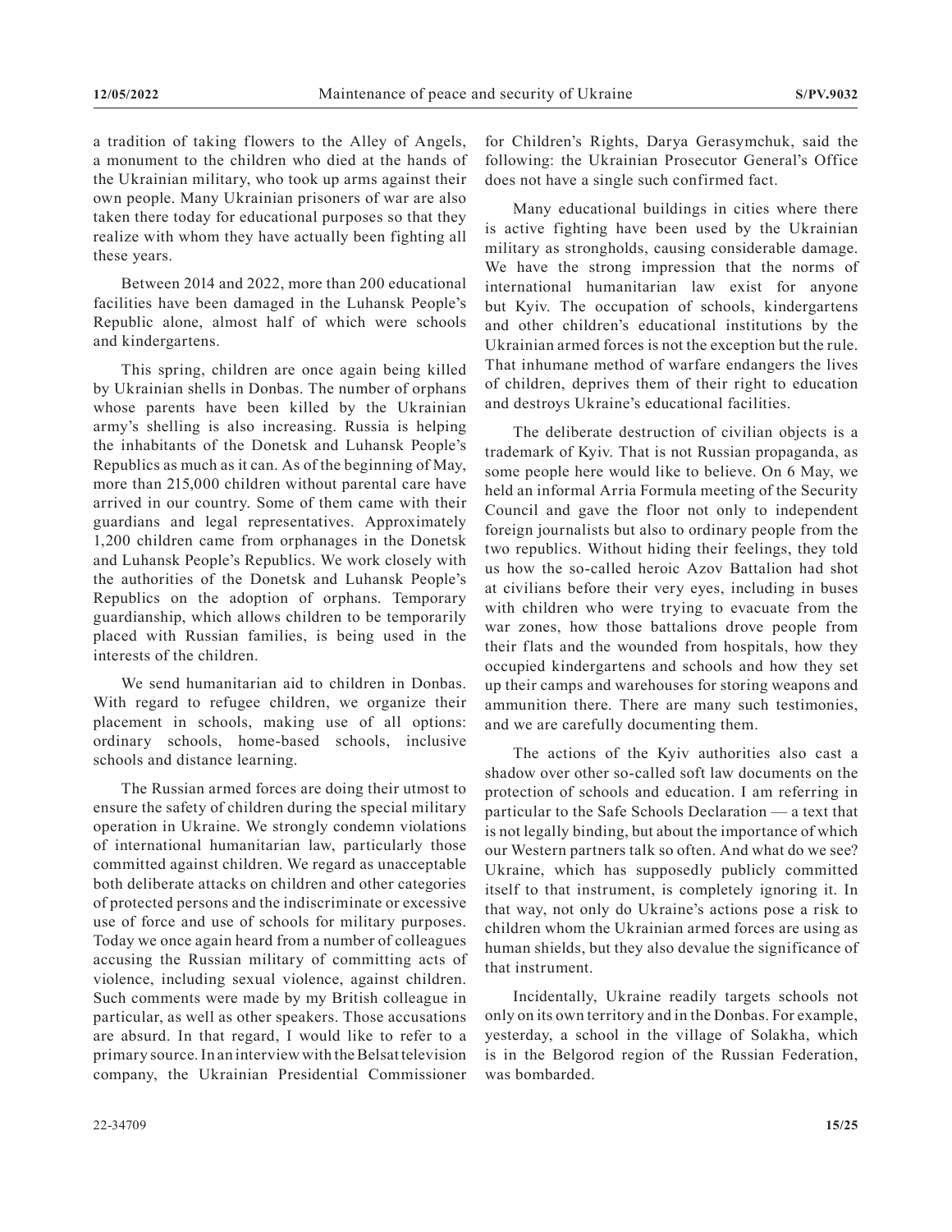a tradition of taking flowers to the Alley of Angels, a monument to the children who died at the hands of the Ukrainian military, who took up arms against their own people. Many Ukrainian prisoners of war are also taken there today for educational purposes so that they realize with whom they have actually been fighting all these years.

Between 2014 and 2022, more than 200 educational facilities have been damaged in the Luhansk People's Republic alone, almost half of which were schools and kindergartens.

This spring, children are once again being killed by Ukrainian shells in Donbas. The number of orphans whose parents have been killed by the Ukrainian army's shelling is also increasing. Russia is helping the inhabitants of the Donetsk and Luhansk People's Republics as much as it can. As of the beginning of May, more than 215,000 children without parental care have arrived in our country. Some of them came with their guardians and legal representatives. Approximately 1,200 children came from orphanages in the Donetsk and Luhansk People's Republics. We work closely with the authorities of the Donetsk and Luhansk People's Republics on the adoption of orphans. Temporary guardianship, which allows children to be temporarily placed with Russian families, is being used in the interests of the children.

We send humanitarian aid to children in Donbas. With regard to refugee children, we organize their placement in schools, making use of all options: ordinary schools, home-based schools, inclusive schools and distance learning.

The Russian armed forces are doing their utmost to ensure the safety of children during the special military operation in Ukraine. We strongly condemn violations of international humanitarian law, particularly those committed against children. We regard as unacceptable both deliberate attacks on children and other categories of protected persons and the indiscriminate or excessive use of force and use of schools for military purposes. Today we once again heard from a number of colleagues accusing the Russian military of committing acts of violence, including sexual violence, against children. Such comments were made by my British colleague in particular, as well as other speakers. Those accusations are absurd. In that regard, I would like to refer to a primary source. In an interview with the Belsat television company, the Ukrainian Presidential Commissioner for Children's Rights, Darya Gerasymchuk, said the following: the Ukrainian Prosecutor General's Office does not have a single such confirmed fact.

Many educational buildings in cities where there is active fighting have been used by the Ukrainian military as strongholds, causing considerable damage. We have the strong impression that the norms of international humanitarian law exist for anyone but Kyiv. The occupation of schools, kindergartens and other children's educational institutions by the Ukrainian armed forces is not the exception but the rule. That inhumane method of warfare endangers the lives of children, deprives them of their right to education and destroys Ukraine's educational facilities.

The deliberate destruction of civilian objects is a trademark of Kyiv. That is not Russian propaganda, as some people here would like to believe. On 6 May, we held an informal Arria Formula meeting of the Security Council and gave the floor not only to independent foreign journalists but also to ordinary people from the two republics. Without hiding their feelings, they told us how the so-called heroic Azov Battalion had shot at civilians before their very eyes, including in buses with children who were trying to evacuate from the war zones, how those battalions drove people from their flats and the wounded from hospitals, how they occupied kindergartens and schools and how they set up their camps and warehouses for storing weapons and ammunition there. There are many such testimonies, and we are carefully documenting them.

The actions of the Kyiv authorities also cast a shadow over other so-called soft law documents on the protection of schools and education. I am referring in particular to the Safe Schools Declaration — a text that is not legally binding, but about the importance of which our Western partners talk so often. And what do we see? Ukraine, which has supposedly publicly committed itself to that instrument, is completely ignoring it. In that way, not only do Ukraine's actions pose a risk to children whom the Ukrainian armed forces are using as human shields, but they also devalue the significance of that instrument.

Incidentally, Ukraine readily targets schools not only on its own territory and in the Donbas. For example, yesterday, a school in the village of Solakha, which is in the Belgorod region of the Russian Federation, was bombarded.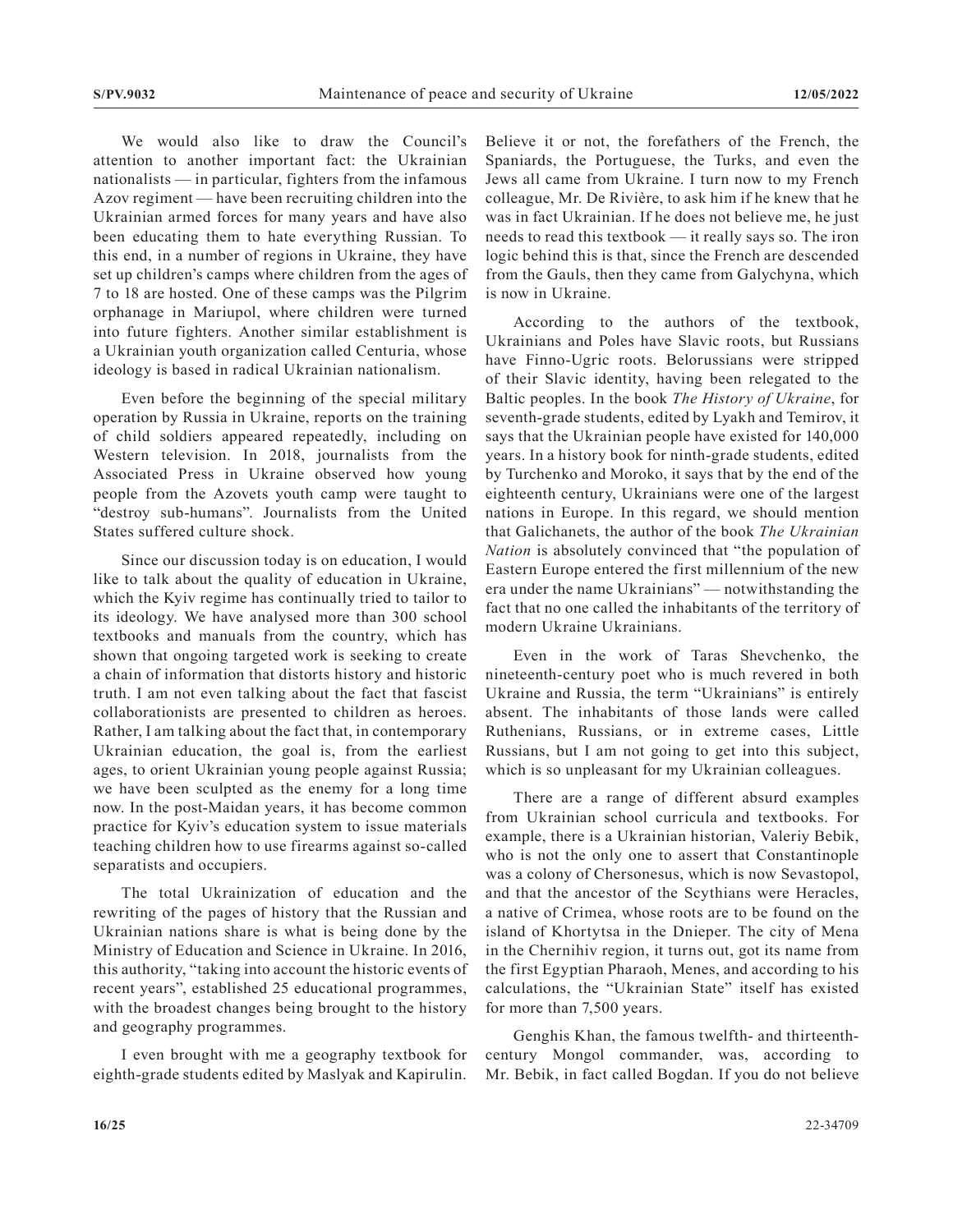We would also like to draw the Council's attention to another important fact: the Ukrainian nationalists — in particular, fighters from the infamous Azov regiment — have been recruiting children into the Ukrainian armed forces for many years and have also been educating them to hate everything Russian. To this end, in a number of regions in Ukraine, they have set up children's camps where children from the ages of 7 to 18 are hosted. One of these camps was the Pilgrim orphanage in Mariupol, where children were turned into future fighters. Another similar establishment is a Ukrainian youth organization called Centuria, whose ideology is based in radical Ukrainian nationalism.

Even before the beginning of the special military operation by Russia in Ukraine, reports on the training of child soldiers appeared repeatedly, including on Western television. In 2018, journalists from the Associated Press in Ukraine observed how young people from the Azovets youth camp were taught to "destroy sub-humans". Journalists from the United States suffered culture shock.

Since our discussion today is on education, I would like to talk about the quality of education in Ukraine, which the Kyiv regime has continually tried to tailor to its ideology. We have analysed more than 300 school textbooks and manuals from the country, which has shown that ongoing targeted work is seeking to create a chain of information that distorts history and historic truth. I am not even talking about the fact that fascist collaborationists are presented to children as heroes. Rather, I am talking about the fact that, in contemporary Ukrainian education, the goal is, from the earliest ages, to orient Ukrainian young people against Russia; we have been sculpted as the enemy for a long time now. In the post-Maidan years, it has become common practice for Kyiv's education system to issue materials teaching children how to use firearms against so-called separatists and occupiers.

The total Ukrainization of education and the rewriting of the pages of history that the Russian and Ukrainian nations share is what is being done by the Ministry of Education and Science in Ukraine. In 2016, this authority, "taking into account the historic events of recent years", established 25 educational programmes, with the broadest changes being brought to the history and geography programmes.

I even brought with me a geography textbook for eighth-grade students edited by Maslyak and Kapirulin. Believe it or not, the forefathers of the French, the Spaniards, the Portuguese, the Turks, and even the Jews all came from Ukraine. I turn now to my French colleague, Mr. De Rivière, to ask him if he knew that he was in fact Ukrainian. If he does not believe me, he just needs to read this textbook — it really says so. The iron logic behind this is that, since the French are descended from the Gauls, then they came from Galychyna, which is now in Ukraine.

According to the authors of the textbook, Ukrainians and Poles have Slavic roots, but Russians have Finno-Ugric roots. Belorussians were stripped of their Slavic identity, having been relegated to the Baltic peoples. In the book *The History of Ukraine*, for seventh-grade students, edited by Lyakh and Temirov, it says that the Ukrainian people have existed for 140,000 years. In a history book for ninth-grade students, edited by Turchenko and Moroko, it says that by the end of the eighteenth century, Ukrainians were one of the largest nations in Europe. In this regard, we should mention that Galichanets, the author of the book *The Ukrainian Nation* is absolutely convinced that "the population of Eastern Europe entered the first millennium of the new era under the name Ukrainians" — notwithstanding the fact that no one called the inhabitants of the territory of modern Ukraine Ukrainians.

Even in the work of Taras Shevchenko, the nineteenth-century poet who is much revered in both Ukraine and Russia, the term "Ukrainians" is entirely absent. The inhabitants of those lands were called Ruthenians, Russians, or in extreme cases, Little Russians, but I am not going to get into this subject, which is so unpleasant for my Ukrainian colleagues.

There are a range of different absurd examples from Ukrainian school curricula and textbooks. For example, there is a Ukrainian historian, Valeriy Bebik, who is not the only one to assert that Constantinople was a colony of Chersonesus, which is now Sevastopol, and that the ancestor of the Scythians were Heracles, a native of Crimea, whose roots are to be found on the island of Khortytsa in the Dnieper. The city of Mena in the Chernihiv region, it turns out, got its name from the first Egyptian Pharaoh, Menes, and according to his calculations, the "Ukrainian State" itself has existed for more than 7,500 years.

Genghis Khan, the famous twelfth- and thirteenth-century Mongol commander, was, according to Mr. Bebik, in fact called Bogdan. If you do not believe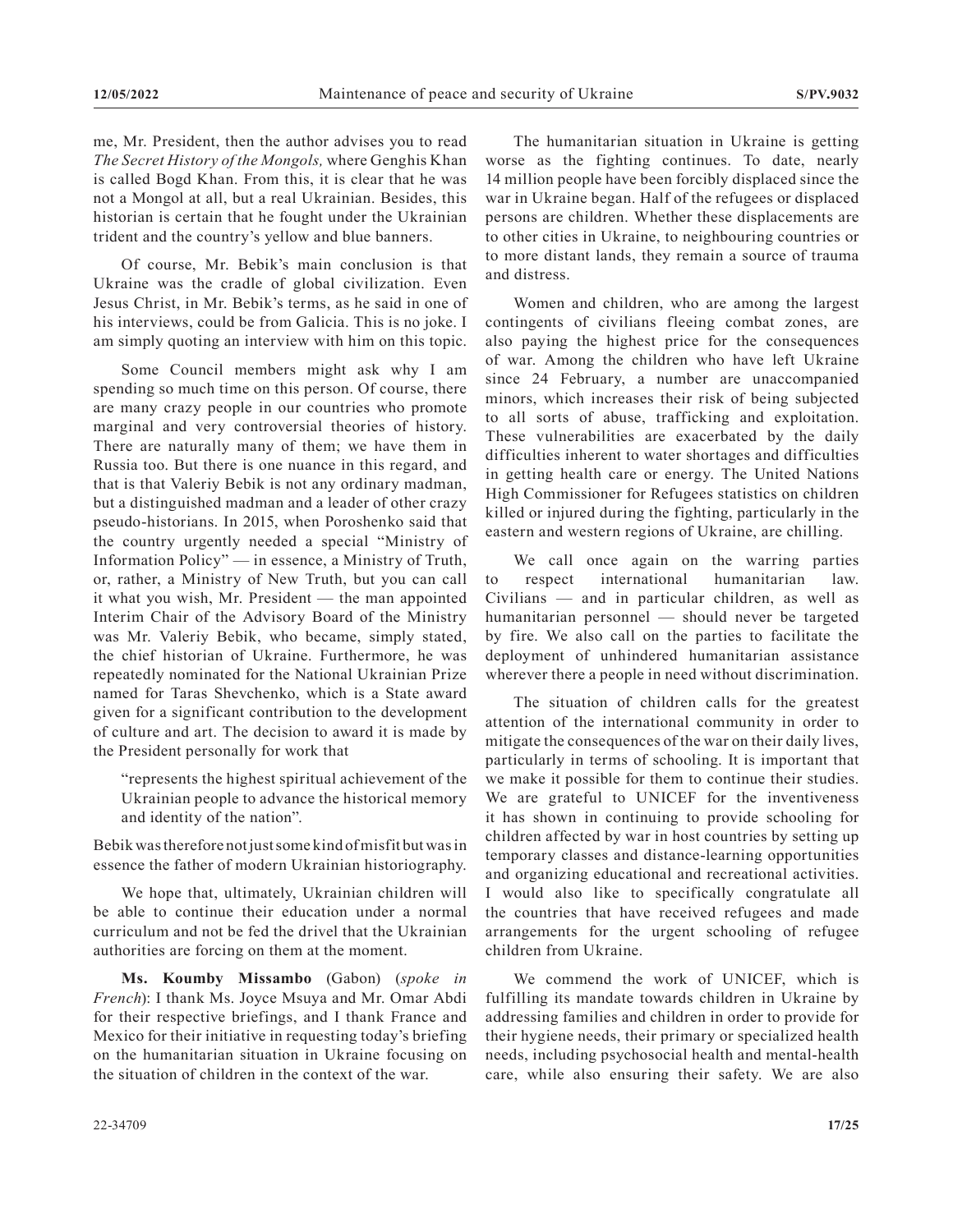me, Mr. President, then the author advises you to read *The Secret History of the Mongols,* where Genghis Khan is called Bogd Khan. From this, it is clear that he was not a Mongol at all, but a real Ukrainian. Besides, this historian is certain that he fought under the Ukrainian trident and the country's yellow and blue banners.

Of course, Mr. Bebik's main conclusion is that Ukraine was the cradle of global civilization. Even Jesus Christ, in Mr. Bebik's terms, as he said in one of his interviews, could be from Galicia. This is no joke. I am simply quoting an interview with him on this topic.

Some Council members might ask why I am spending so much time on this person. Of course, there are many crazy people in our countries who promote marginal and very controversial theories of history. There are naturally many of them; we have them in Russia too. But there is one nuance in this regard, and that is that Valeriy Bebik is not any ordinary madman, but a distinguished madman and a leader of other crazy pseudo-historians. In 2015, when Poroshenko said that the country urgently needed a special "Ministry of Information Policy" — in essence, a Ministry of Truth, or, rather, a Ministry of New Truth, but you can call it what you wish, Mr. President — the man appointed Interim Chair of the Advisory Board of the Ministry was Mr. Valeriy Bebik, who became, simply stated, the chief historian of Ukraine. Furthermore, he was repeatedly nominated for the National Ukrainian Prize named for Taras Shevchenko, which is a State award given for a significant contribution to the development of culture and art. The decision to award it is made by the President personally for work that

> "represents the highest spiritual achievement of the Ukrainian people to advance the historical memory and identity of the nation".

Bebik was therefore not just some kind of misfit but was in essence the father of modern Ukrainian historiography.

We hope that, ultimately, Ukrainian children will be able to continue their education under a normal curriculum and not be fed the drivel that the Ukrainian authorities are forcing on them at the moment.

**Ms. Koumby Missambo** (Gabon) (*spoke in French*): I thank Ms. Joyce Msuya and Mr. Omar Abdi for their respective briefings, and I thank France and Mexico for their initiative in requesting today's briefing on the humanitarian situation in Ukraine focusing on the situation of children in the context of the war.

The humanitarian situation in Ukraine is getting worse as the fighting continues. To date, nearly 14 million people have been forcibly displaced since the war in Ukraine began. Half of the refugees or displaced persons are children. Whether these displacements are to other cities in Ukraine, to neighbouring countries or to more distant lands, they remain a source of trauma and distress.

Women and children, who are among the largest contingents of civilians fleeing combat zones, are also paying the highest price for the consequences of war. Among the children who have left Ukraine since 24 February, a number are unaccompanied minors, which increases their risk of being subjected to all sorts of abuse, trafficking and exploitation. These vulnerabilities are exacerbated by the daily difficulties inherent to water shortages and difficulties in getting health care or energy. The United Nations High Commissioner for Refugees statistics on children killed or injured during the fighting, particularly in the eastern and western regions of Ukraine, are chilling.

We call once again on the warring parties to respect international humanitarian law. Civilians — and in particular children, as well as humanitarian personnel — should never be targeted by fire. We also call on the parties to facilitate the deployment of unhindered humanitarian assistance wherever there a people in need without discrimination.

The situation of children calls for the greatest attention of the international community in order to mitigate the consequences of the war on their daily lives, particularly in terms of schooling. It is important that we make it possible for them to continue their studies. We are grateful to UNICEF for the inventiveness it has shown in continuing to provide schooling for children affected by war in host countries by setting up temporary classes and distance-learning opportunities and organizing educational and recreational activities. I would also like to specifically congratulate all the countries that have received refugees and made arrangements for the urgent schooling of refugee children from Ukraine.

We commend the work of UNICEF, which is fulfilling its mandate towards children in Ukraine by addressing families and children in order to provide for their hygiene needs, their primary or specialized health needs, including psychosocial health and mental-health care, while also ensuring their safety. We are also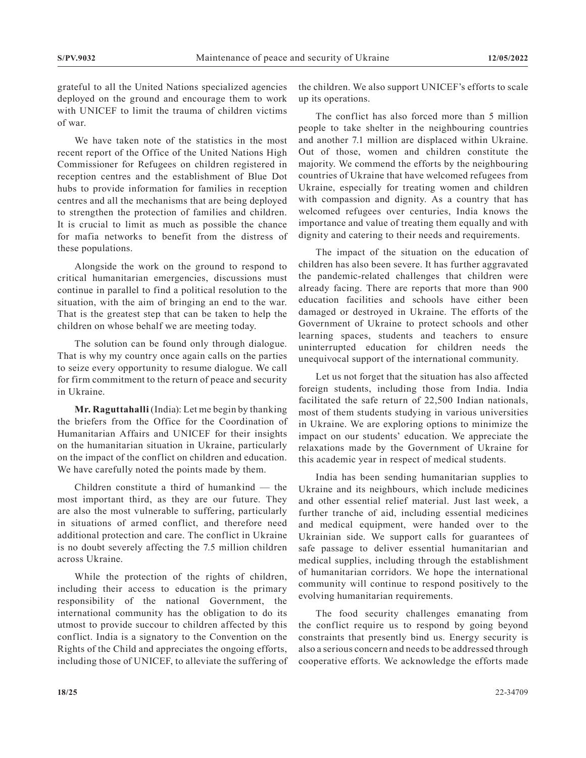grateful to all the United Nations specialized agencies deployed on the ground and encourage them to work with UNICEF to limit the trauma of children victims of war.

We have taken note of the statistics in the most recent report of the Office of the United Nations High Commissioner for Refugees on children registered in reception centres and the establishment of Blue Dot hubs to provide information for families in reception centres and all the mechanisms that are being deployed to strengthen the protection of families and children. It is crucial to limit as much as possible the chance for mafia networks to benefit from the distress of these populations.

Alongside the work on the ground to respond to critical humanitarian emergencies, discussions must continue in parallel to find a political resolution to the situation, with the aim of bringing an end to the war. That is the greatest step that can be taken to help the children on whose behalf we are meeting today.

The solution can be found only through dialogue. That is why my country once again calls on the parties to seize every opportunity to resume dialogue. We call for firm commitment to the return of peace and security in Ukraine.

**Mr. Raguttahalli** (India): Let me begin by thanking the briefers from the Office for the Coordination of Humanitarian Affairs and UNICEF for their insights on the humanitarian situation in Ukraine, particularly on the impact of the conflict on children and education. We have carefully noted the points made by them.

Children constitute a third of humankind — the most important third, as they are our future. They are also the most vulnerable to suffering, particularly in situations of armed conflict, and therefore need additional protection and care. The conflict in Ukraine is no doubt severely affecting the 7.5 million children across Ukraine.

While the protection of the rights of children, including their access to education is the primary responsibility of the national Government, the international community has the obligation to do its utmost to provide succour to children affected by this conflict. India is a signatory to the Convention on the Rights of the Child and appreciates the ongoing efforts, including those of UNICEF, to alleviate the suffering of the children. We also support UNICEF's efforts to scale up its operations.

The conflict has also forced more than 5 million people to take shelter in the neighbouring countries and another 7.1 million are displaced within Ukraine. Out of those, women and children constitute the majority. We commend the efforts by the neighbouring countries of Ukraine that have welcomed refugees from Ukraine, especially for treating women and children with compassion and dignity. As a country that has welcomed refugees over centuries, India knows the importance and value of treating them equally and with dignity and catering to their needs and requirements.

The impact of the situation on the education of children has also been severe. It has further aggravated the pandemic-related challenges that children were already facing. There are reports that more than 900 education facilities and schools have either been damaged or destroyed in Ukraine. The efforts of the Government of Ukraine to protect schools and other learning spaces, students and teachers to ensure uninterrupted education for children needs the unequivocal support of the international community.

Let us not forget that the situation has also affected foreign students, including those from India. India facilitated the safe return of 22,500 Indian nationals, most of them students studying in various universities in Ukraine. We are exploring options to minimize the impact on our students' education. We appreciate the relaxations made by the Government of Ukraine for this academic year in respect of medical students.

India has been sending humanitarian supplies to Ukraine and its neighbours, which include medicines and other essential relief material. Just last week, a further tranche of aid, including essential medicines and medical equipment, were handed over to the Ukrainian side. We support calls for guarantees of safe passage to deliver essential humanitarian and medical supplies, including through the establishment of humanitarian corridors. We hope the international community will continue to respond positively to the evolving humanitarian requirements.

The food security challenges emanating from the conflict require us to respond by going beyond constraints that presently bind us. Energy security is also a serious concern and needs to be addressed through cooperative efforts. We acknowledge the efforts made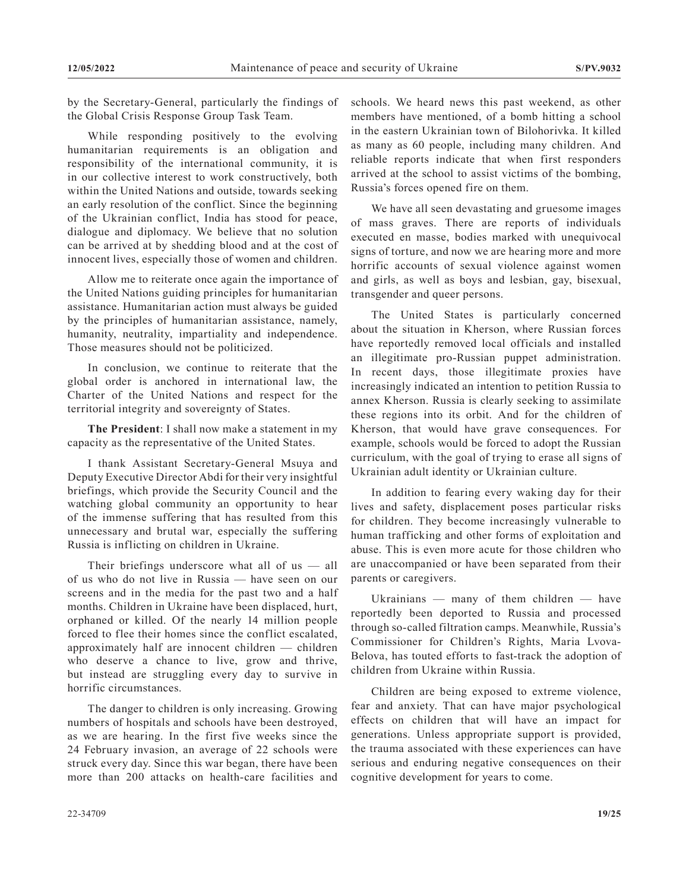by the Secretary-General, particularly the findings of the Global Crisis Response Group Task Team.

While responding positively to the evolving humanitarian requirements is an obligation and responsibility of the international community, it is in our collective interest to work constructively, both within the United Nations and outside, towards seeking an early resolution of the conflict. Since the beginning of the Ukrainian conflict, India has stood for peace, dialogue and diplomacy. We believe that no solution can be arrived at by shedding blood and at the cost of innocent lives, especially those of women and children.

Allow me to reiterate once again the importance of the United Nations guiding principles for humanitarian assistance. Humanitarian action must always be guided by the principles of humanitarian assistance, namely, humanity, neutrality, impartiality and independence. Those measures should not be politicized.

In conclusion, we continue to reiterate that the global order is anchored in international law, the Charter of the United Nations and respect for the territorial integrity and sovereignty of States.

**The President**: I shall now make a statement in my capacity as the representative of the United States.

I thank Assistant Secretary-General Msuya and Deputy Executive Director Abdi for their very insightful briefings, which provide the Security Council and the watching global community an opportunity to hear of the immense suffering that has resulted from this unnecessary and brutal war, especially the suffering Russia is inflicting on children in Ukraine.

Their briefings underscore what all of us — all of us who do not live in Russia — have seen on our screens and in the media for the past two and a half months. Children in Ukraine have been displaced, hurt, orphaned or killed. Of the nearly 14 million people forced to flee their homes since the conflict escalated, approximately half are innocent children — children who deserve a chance to live, grow and thrive, but instead are struggling every day to survive in horrific circumstances.

The danger to children is only increasing. Growing numbers of hospitals and schools have been destroyed, as we are hearing. In the first five weeks since the 24 February invasion, an average of 22 schools were struck every day. Since this war began, there have been more than 200 attacks on health-care facilities and schools. We heard news this past weekend, as other members have mentioned, of a bomb hitting a school in the eastern Ukrainian town of Bilohorivka. It killed as many as 60 people, including many children. And reliable reports indicate that when first responders arrived at the school to assist victims of the bombing, Russia's forces opened fire on them.

We have all seen devastating and gruesome images of mass graves. There are reports of individuals executed en masse, bodies marked with unequivocal signs of torture, and now we are hearing more and more horrific accounts of sexual violence against women and girls, as well as boys and lesbian, gay, bisexual, transgender and queer persons.

The United States is particularly concerned about the situation in Kherson, where Russian forces have reportedly removed local officials and installed an illegitimate pro-Russian puppet administration. In recent days, those illegitimate proxies have increasingly indicated an intention to petition Russia to annex Kherson. Russia is clearly seeking to assimilate these regions into its orbit. And for the children of Kherson, that would have grave consequences. For example, schools would be forced to adopt the Russian curriculum, with the goal of trying to erase all signs of Ukrainian adult identity or Ukrainian culture.

In addition to fearing every waking day for their lives and safety, displacement poses particular risks for children. They become increasingly vulnerable to human trafficking and other forms of exploitation and abuse. This is even more acute for those children who are unaccompanied or have been separated from their parents or caregivers.

Ukrainians — many of them children — have reportedly been deported to Russia and processed through so-called filtration camps. Meanwhile, Russia's Commissioner for Children's Rights, Maria Lvova-Belova, has touted efforts to fast-track the adoption of children from Ukraine within Russia.

Children are being exposed to extreme violence, fear and anxiety. That can have major psychological effects on children that will have an impact for generations. Unless appropriate support is provided, the trauma associated with these experiences can have serious and enduring negative consequences on their cognitive development for years to come.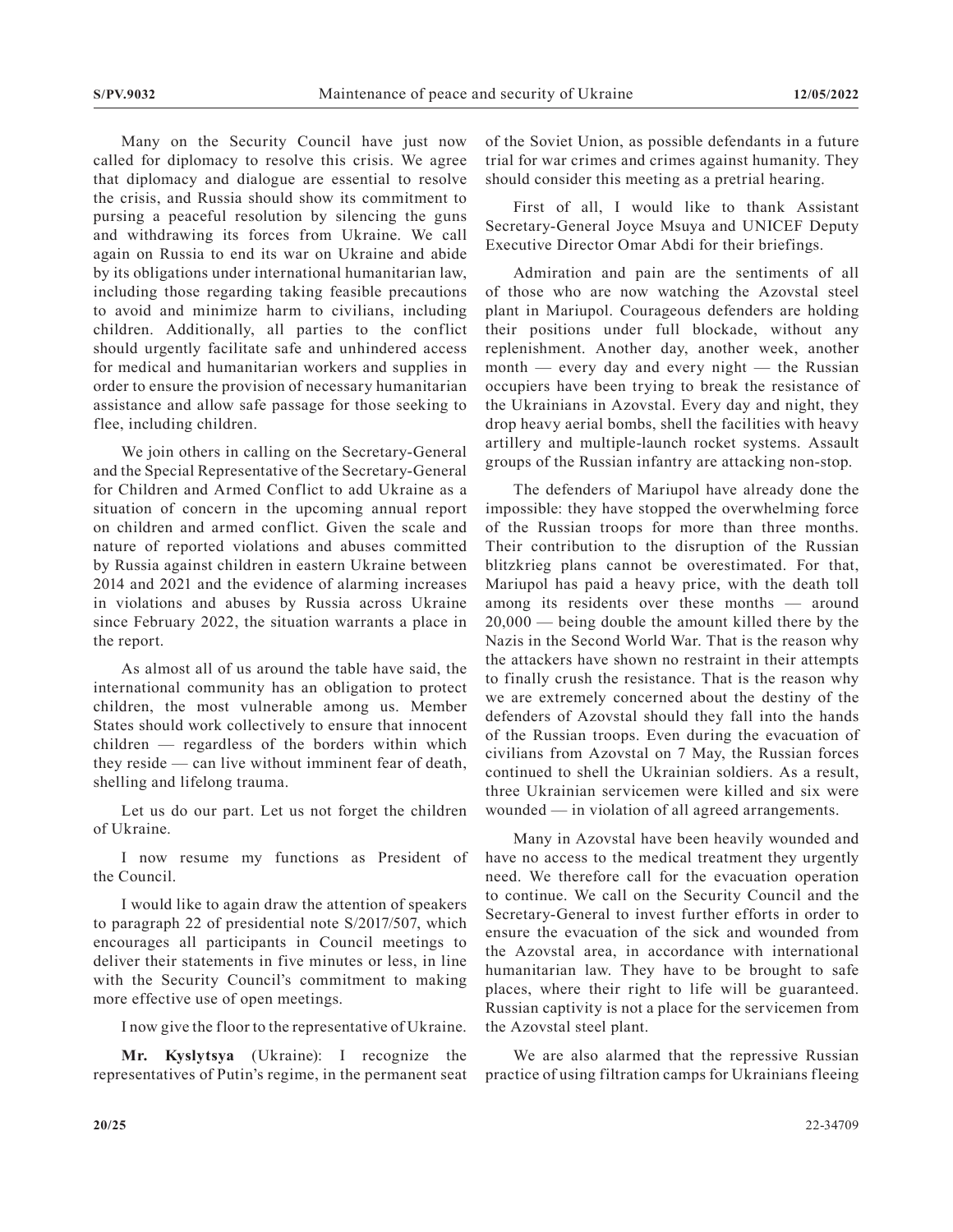Many on the Security Council have just now called for diplomacy to resolve this crisis. We agree that diplomacy and dialogue are essential to resolve the crisis, and Russia should show its commitment to pursing a peaceful resolution by silencing the guns and withdrawing its forces from Ukraine. We call again on Russia to end its war on Ukraine and abide by its obligations under international humanitarian law, including those regarding taking feasible precautions to avoid and minimize harm to civilians, including children. Additionally, all parties to the conflict should urgently facilitate safe and unhindered access for medical and humanitarian workers and supplies in order to ensure the provision of necessary humanitarian assistance and allow safe passage for those seeking to flee, including children.

We join others in calling on the Secretary-General and the Special Representative of the Secretary-General for Children and Armed Conflict to add Ukraine as a situation of concern in the upcoming annual report on children and armed conflict. Given the scale and nature of reported violations and abuses committed by Russia against children in eastern Ukraine between 2014 and 2021 and the evidence of alarming increases in violations and abuses by Russia across Ukraine since February 2022, the situation warrants a place in the report.

As almost all of us around the table have said, the international community has an obligation to protect children, the most vulnerable among us. Member States should work collectively to ensure that innocent children — regardless of the borders within which they reside — can live without imminent fear of death, shelling and lifelong trauma.

Let us do our part. Let us not forget the children of Ukraine.

I now resume my functions as President of the Council.

I would like to again draw the attention of speakers to paragraph 22 of presidential note S/2017/507, which encourages all participants in Council meetings to deliver their statements in five minutes or less, in line with the Security Council's commitment to making more effective use of open meetings.

I now give the floor to the representative of Ukraine.

**Mr. Kyslytsya** (Ukraine): I recognize the representatives of Putin's regime, in the permanent seat of the Soviet Union, as possible defendants in a future trial for war crimes and crimes against humanity. They should consider this meeting as a pretrial hearing.

First of all, I would like to thank Assistant Secretary-General Joyce Msuya and UNICEF Deputy Executive Director Omar Abdi for their briefings.

Admiration and pain are the sentiments of all of those who are now watching the Azovstal steel plant in Mariupol. Courageous defenders are holding their positions under full blockade, without any replenishment. Another day, another week, another month — every day and every night — the Russian occupiers have been trying to break the resistance of the Ukrainians in Azovstal. Every day and night, they drop heavy aerial bombs, shell the facilities with heavy artillery and multiple-launch rocket systems. Assault groups of the Russian infantry are attacking non-stop.

The defenders of Mariupol have already done the impossible: they have stopped the overwhelming force of the Russian troops for more than three months. Their contribution to the disruption of the Russian blitzkrieg plans cannot be overestimated. For that, Mariupol has paid a heavy price, with the death toll among its residents over these months — around 20,000 — being double the amount killed there by the Nazis in the Second World War. That is the reason why the attackers have shown no restraint in their attempts to finally crush the resistance. That is the reason why we are extremely concerned about the destiny of the defenders of Azovstal should they fall into the hands of the Russian troops. Even during the evacuation of civilians from Azovstal on 7 May, the Russian forces continued to shell the Ukrainian soldiers. As a result, three Ukrainian servicemen were killed and six were wounded — in violation of all agreed arrangements.

Many in Azovstal have been heavily wounded and have no access to the medical treatment they urgently need. We therefore call for the evacuation operation to continue. We call on the Security Council and the Secretary-General to invest further efforts in order to ensure the evacuation of the sick and wounded from the Azovstal area, in accordance with international humanitarian law. They have to be brought to safe places, where their right to life will be guaranteed. Russian captivity is not a place for the servicemen from the Azovstal steel plant.

We are also alarmed that the repressive Russian practice of using filtration camps for Ukrainians fleeing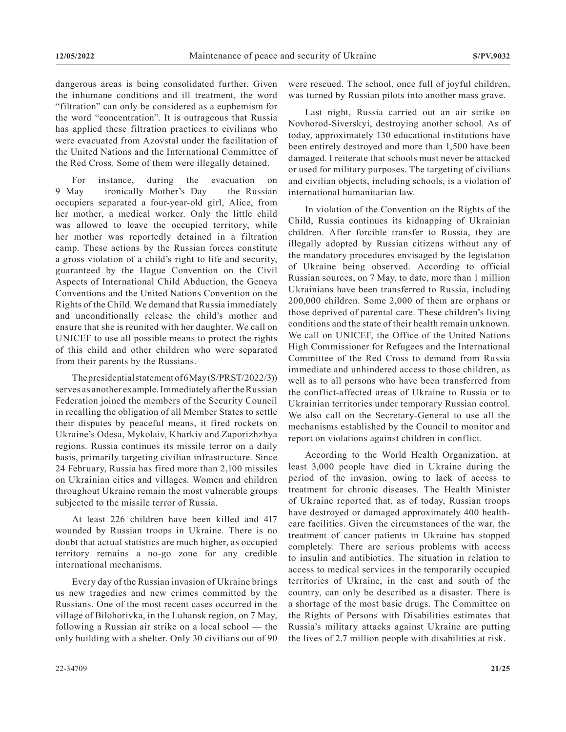dangerous areas is being consolidated further. Given the inhumane conditions and ill treatment, the word "filtration" can only be considered as a euphemism for the word "concentration". It is outrageous that Russia has applied these filtration practices to civilians who were evacuated from Azovstal under the facilitation of the United Nations and the International Committee of the Red Cross. Some of them were illegally detained.

For instance, during the evacuation on 9 May — ironically Mother's Day — the Russian occupiers separated a four-year-old girl, Alice, from her mother, a medical worker. Only the little child was allowed to leave the occupied territory, while her mother was reportedly detained in a filtration camp. These actions by the Russian forces constitute a gross violation of a child's right to life and security, guaranteed by the Hague Convention on the Civil Aspects of International Child Abduction, the Geneva Conventions and the United Nations Convention on the Rights of the Child. We demand that Russia immediately and unconditionally release the child's mother and ensure that she is reunited with her daughter. We call on UNICEF to use all possible means to protect the rights of this child and other children who were separated from their parents by the Russians.

The presidential statement of 6 May (S/PRST/2022/3)) serves as another example. Immediately after the Russian Federation joined the members of the Security Council in recalling the obligation of all Member States to settle their disputes by peaceful means, it fired rockets on Ukraine's Odesa, Mykolaiv, Kharkiv and Zaporizhzhya regions. Russia continues its missile terror on a daily basis, primarily targeting civilian infrastructure. Since 24 February, Russia has fired more than 2,100 missiles on Ukrainian cities and villages. Women and children throughout Ukraine remain the most vulnerable groups subjected to the missile terror of Russia.

At least 226 children have been killed and 417 wounded by Russian troops in Ukraine. There is no doubt that actual statistics are much higher, as occupied territory remains a no-go zone for any credible international mechanisms.

Every day of the Russian invasion of Ukraine brings us new tragedies and new crimes committed by the Russians. One of the most recent cases occurred in the village of Bilohorivka, in the Luhansk region, on 7 May, following a Russian air strike on a local school — the only building with a shelter. Only 30 civilians out of 90 were rescued. The school, once full of joyful children, was turned by Russian pilots into another mass grave.

Last night, Russia carried out an air strike on Novhorod-Siverskyi, destroying another school. As of today, approximately 130 educational institutions have been entirely destroyed and more than 1,500 have been damaged. I reiterate that schools must never be attacked or used for military purposes. The targeting of civilians and civilian objects, including schools, is a violation of international humanitarian law.

In violation of the Convention on the Rights of the Child, Russia continues its kidnapping of Ukrainian children. After forcible transfer to Russia, they are illegally adopted by Russian citizens without any of the mandatory procedures envisaged by the legislation of Ukraine being observed. According to official Russian sources, on 7 May, to date, more than 1 million Ukrainians have been transferred to Russia, including 200,000 children. Some 2,000 of them are orphans or those deprived of parental care. These children's living conditions and the state of their health remain unknown. We call on UNICEF, the Office of the United Nations High Commissioner for Refugees and the International Committee of the Red Cross to demand from Russia immediate and unhindered access to those children, as well as to all persons who have been transferred from the conflict-affected areas of Ukraine to Russia or to Ukrainian territories under temporary Russian control. We also call on the Secretary-General to use all the mechanisms established by the Council to monitor and report on violations against children in conflict.

According to the World Health Organization, at least 3,000 people have died in Ukraine during the period of the invasion, owing to lack of access to treatment for chronic diseases. The Health Minister of Ukraine reported that, as of today, Russian troops have destroyed or damaged approximately 400 health-care facilities. Given the circumstances of the war, the treatment of cancer patients in Ukraine has stopped completely. There are serious problems with access to insulin and antibiotics. The situation in relation to access to medical services in the temporarily occupied territories of Ukraine, in the east and south of the country, can only be described as a disaster. There is a shortage of the most basic drugs. The Committee on the Rights of Persons with Disabilities estimates that Russia's military attacks against Ukraine are putting the lives of 2.7 million people with disabilities at risk.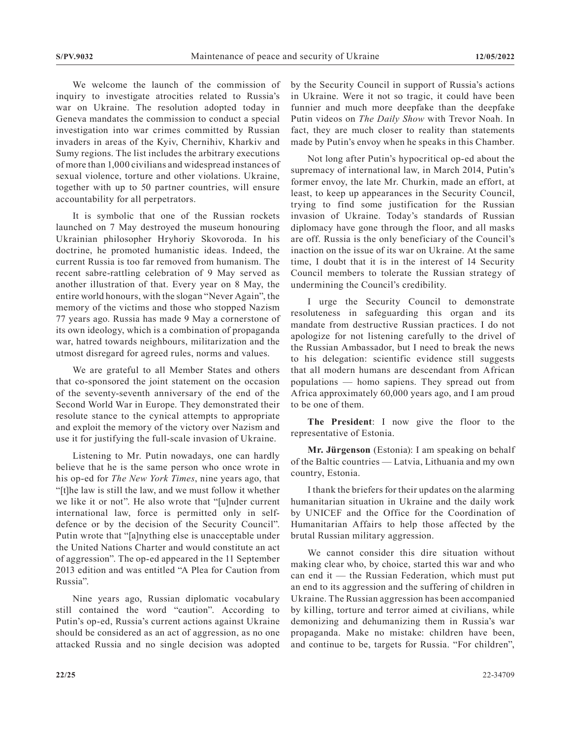We welcome the launch of the commission of inquiry to investigate atrocities related to Russia's war on Ukraine. The resolution adopted today in Geneva mandates the commission to conduct a special investigation into war crimes committed by Russian invaders in areas of the Kyiv, Chernihiv, Kharkiv and Sumy regions. The list includes the arbitrary executions of more than 1,000 civilians and widespread instances of sexual violence, torture and other violations. Ukraine, together with up to 50 partner countries, will ensure accountability for all perpetrators.

It is symbolic that one of the Russian rockets launched on 7 May destroyed the museum honouring Ukrainian philosopher Hryhoriy Skovoroda. In his doctrine, he promoted humanistic ideas. Indeed, the current Russia is too far removed from humanism. The recent sabre-rattling celebration of 9 May served as another illustration of that. Every year on 8 May, the entire world honours, with the slogan "Never Again", the memory of the victims and those who stopped Nazism 77 years ago. Russia has made 9 May a cornerstone of its own ideology, which is a combination of propaganda war, hatred towards neighbours, militarization and the utmost disregard for agreed rules, norms and values.

We are grateful to all Member States and others that co-sponsored the joint statement on the occasion of the seventy-seventh anniversary of the end of the Second World War in Europe. They demonstrated their resolute stance to the cynical attempts to appropriate and exploit the memory of the victory over Nazism and use it for justifying the full-scale invasion of Ukraine.

Listening to Mr. Putin nowadays, one can hardly believe that he is the same person who once wrote in his op-ed for *The New York Times*, nine years ago, that "[t]he law is still the law, and we must follow it whether we like it or not". He also wrote that "[u]nder current international law, force is permitted only in self-defence or by the decision of the Security Council". Putin wrote that "[a]nything else is unacceptable under the United Nations Charter and would constitute an act of aggression". The op-ed appeared in the 11 September 2013 edition and was entitled "A Plea for Caution from Russia".

Nine years ago, Russian diplomatic vocabulary still contained the word "caution". According to Putin's op-ed, Russia's current actions against Ukraine should be considered as an act of aggression, as no one attacked Russia and no single decision was adopted by the Security Council in support of Russia's actions in Ukraine. Were it not so tragic, it could have been funnier and much more deepfake than the deepfake Putin videos on *The Daily Show* with Trevor Noah. In fact, they are much closer to reality than statements made by Putin's envoy when he speaks in this Chamber.

Not long after Putin's hypocritical op-ed about the supremacy of international law, in March 2014, Putin's former envoy, the late Mr. Churkin, made an effort, at least, to keep up appearances in the Security Council, trying to find some justification for the Russian invasion of Ukraine. Today's standards of Russian diplomacy have gone through the floor, and all masks are off. Russia is the only beneficiary of the Council's inaction on the issue of its war on Ukraine. At the same time, I doubt that it is in the interest of 14 Security Council members to tolerate the Russian strategy of undermining the Council's credibility.

I urge the Security Council to demonstrate resoluteness in safeguarding this organ and its mandate from destructive Russian practices. I do not apologize for not listening carefully to the drivel of the Russian Ambassador, but I need to break the news to his delegation: scientific evidence still suggests that all modern humans are descendant from African populations — homo sapiens. They spread out from Africa approximately 60,000 years ago, and I am proud to be one of them.

**The President**: I now give the floor to the representative of Estonia.

**Mr. Jürgenson** (Estonia): I am speaking on behalf of the Baltic countries — Latvia, Lithuania and my own country, Estonia.

I thank the briefers for their updates on the alarming humanitarian situation in Ukraine and the daily work by UNICEF and the Office for the Coordination of Humanitarian Affairs to help those affected by the brutal Russian military aggression.

We cannot consider this dire situation without making clear who, by choice, started this war and who can end it — the Russian Federation, which must put an end to its aggression and the suffering of children in Ukraine. The Russian aggression has been accompanied by killing, torture and terror aimed at civilians, while demonizing and dehumanizing them in Russia's war propaganda. Make no mistake: children have been, and continue to be, targets for Russia. "For children",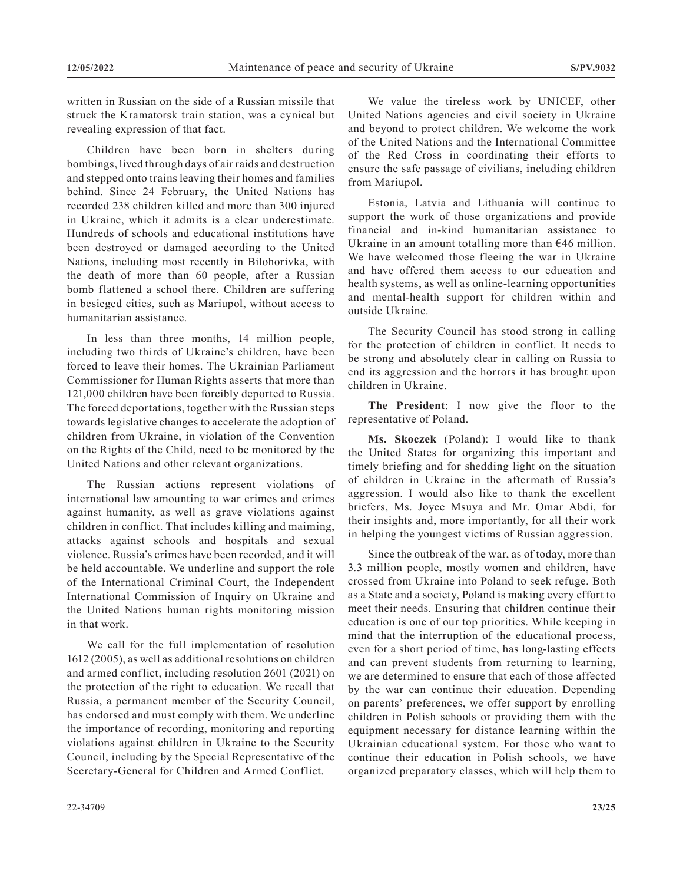written in Russian on the side of a Russian missile that struck the Kramatorsk train station, was a cynical but revealing expression of that fact.

Children have been born in shelters during bombings, lived through days of air raids and destruction and stepped onto trains leaving their homes and families behind. Since 24 February, the United Nations has recorded 238 children killed and more than 300 injured in Ukraine, which it admits is a clear underestimate. Hundreds of schools and educational institutions have been destroyed or damaged according to the United Nations, including most recently in Bilohorivka, with the death of more than 60 people, after a Russian bomb flattened a school there. Children are suffering in besieged cities, such as Mariupol, without access to humanitarian assistance.

In less than three months, 14 million people, including two thirds of Ukraine's children, have been forced to leave their homes. The Ukrainian Parliament Commissioner for Human Rights asserts that more than 121,000 children have been forcibly deported to Russia. The forced deportations, together with the Russian steps towards legislative changes to accelerate the adoption of children from Ukraine, in violation of the Convention on the Rights of the Child, need to be monitored by the United Nations and other relevant organizations.

The Russian actions represent violations of international law amounting to war crimes and crimes against humanity, as well as grave violations against children in conflict. That includes killing and maiming, attacks against schools and hospitals and sexual violence. Russia's crimes have been recorded, and it will be held accountable. We underline and support the role of the International Criminal Court, the Independent International Commission of Inquiry on Ukraine and the United Nations human rights monitoring mission in that work.

We call for the full implementation of resolution 1612 (2005), as well as additional resolutions on children and armed conflict, including resolution 2601 (2021) on the protection of the right to education. We recall that Russia, a permanent member of the Security Council, has endorsed and must comply with them. We underline the importance of recording, monitoring and reporting violations against children in Ukraine to the Security Council, including by the Special Representative of the Secretary-General for Children and Armed Conflict.

We value the tireless work by UNICEF, other United Nations agencies and civil society in Ukraine and beyond to protect children. We welcome the work of the United Nations and the International Committee of the Red Cross in coordinating their efforts to ensure the safe passage of civilians, including children from Mariupol.

Estonia, Latvia and Lithuania will continue to support the work of those organizations and provide financial and in-kind humanitarian assistance to Ukraine in an amount totalling more than €46 million. We have welcomed those fleeing the war in Ukraine and have offered them access to our education and health systems, as well as online-learning opportunities and mental-health support for children within and outside Ukraine.

The Security Council has stood strong in calling for the protection of children in conflict. It needs to be strong and absolutely clear in calling on Russia to end its aggression and the horrors it has brought upon children in Ukraine.

**The President**: I now give the floor to the representative of Poland.

**Ms. Skoczek** (Poland): I would like to thank the United States for organizing this important and timely briefing and for shedding light on the situation of children in Ukraine in the aftermath of Russia's aggression. I would also like to thank the excellent briefers, Ms. Joyce Msuya and Mr. Omar Abdi, for their insights and, more importantly, for all their work in helping the youngest victims of Russian aggression.

Since the outbreak of the war, as of today, more than 3.3 million people, mostly women and children, have crossed from Ukraine into Poland to seek refuge. Both as a State and a society, Poland is making every effort to meet their needs. Ensuring that children continue their education is one of our top priorities. While keeping in mind that the interruption of the educational process, even for a short period of time, has long-lasting effects and can prevent students from returning to learning, we are determined to ensure that each of those affected by the war can continue their education. Depending on parents' preferences, we offer support by enrolling children in Polish schools or providing them with the equipment necessary for distance learning within the Ukrainian educational system. For those who want to continue their education in Polish schools, we have organized preparatory classes, which will help them to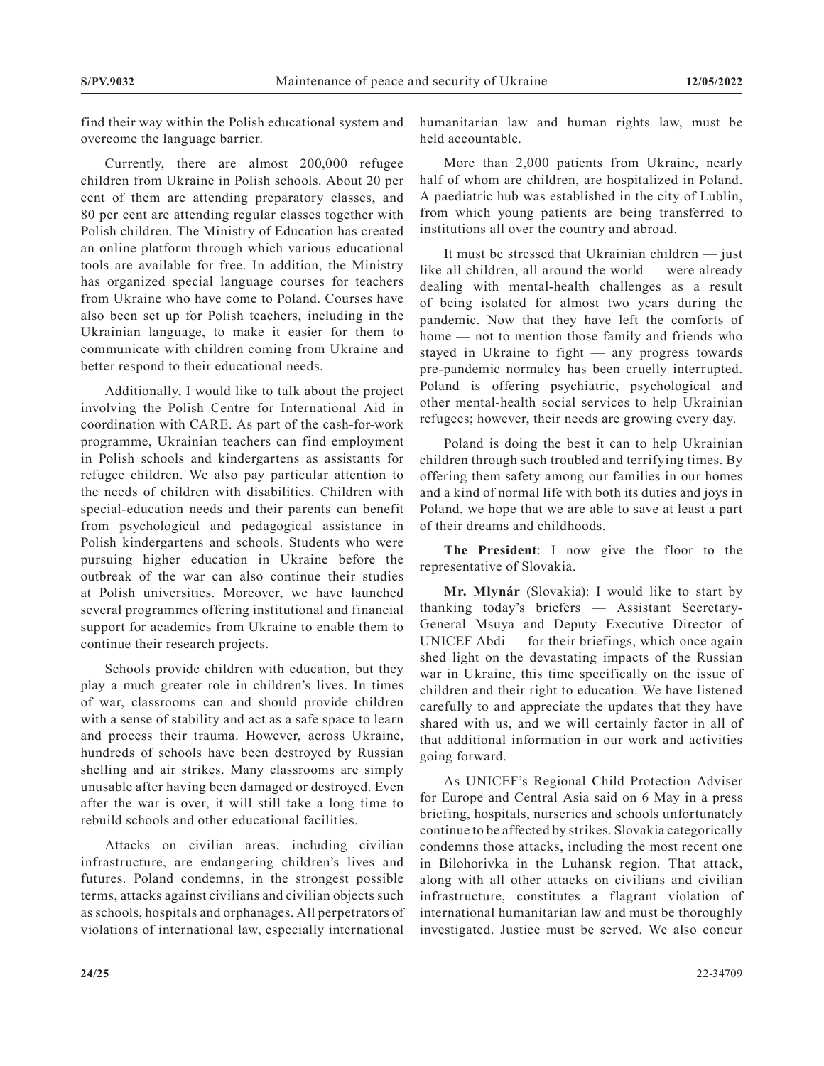find their way within the Polish educational system and overcome the language barrier.

Currently, there are almost 200,000 refugee children from Ukraine in Polish schools. About 20 per cent of them are attending preparatory classes, and 80 per cent are attending regular classes together with Polish children. The Ministry of Education has created an online platform through which various educational tools are available for free. In addition, the Ministry has organized special language courses for teachers from Ukraine who have come to Poland. Courses have also been set up for Polish teachers, including in the Ukrainian language, to make it easier for them to communicate with children coming from Ukraine and better respond to their educational needs.

Additionally, I would like to talk about the project involving the Polish Centre for International Aid in coordination with CARE. As part of the cash-for-work programme, Ukrainian teachers can find employment in Polish schools and kindergartens as assistants for refugee children. We also pay particular attention to the needs of children with disabilities. Children with special-education needs and their parents can benefit from psychological and pedagogical assistance in Polish kindergartens and schools. Students who were pursuing higher education in Ukraine before the outbreak of the war can also continue their studies at Polish universities. Moreover, we have launched several programmes offering institutional and financial support for academics from Ukraine to enable them to continue their research projects.

Schools provide children with education, but they play a much greater role in children's lives. In times of war, classrooms can and should provide children with a sense of stability and act as a safe space to learn and process their trauma. However, across Ukraine, hundreds of schools have been destroyed by Russian shelling and air strikes. Many classrooms are simply unusable after having been damaged or destroyed. Even after the war is over, it will still take a long time to rebuild schools and other educational facilities.

Attacks on civilian areas, including civilian infrastructure, are endangering children's lives and futures. Poland condemns, in the strongest possible terms, attacks against civilians and civilian objects such as schools, hospitals and orphanages. All perpetrators of violations of international law, especially international humanitarian law and human rights law, must be held accountable.

More than 2,000 patients from Ukraine, nearly half of whom are children, are hospitalized in Poland. A paediatric hub was established in the city of Lublin, from which young patients are being transferred to institutions all over the country and abroad.

It must be stressed that Ukrainian children — just like all children, all around the world — were already dealing with mental-health challenges as a result of being isolated for almost two years during the pandemic. Now that they have left the comforts of home — not to mention those family and friends who stayed in Ukraine to fight — any progress towards pre-pandemic normalcy has been cruelly interrupted. Poland is offering psychiatric, psychological and other mental-health social services to help Ukrainian refugees; however, their needs are growing every day.

Poland is doing the best it can to help Ukrainian children through such troubled and terrifying times. By offering them safety among our families in our homes and a kind of normal life with both its duties and joys in Poland, we hope that we are able to save at least a part of their dreams and childhoods.

**The President**: I now give the floor to the representative of Slovakia.

**Mr. Mlynár** (Slovakia): I would like to start by thanking today's briefers — Assistant Secretary-General Msuya and Deputy Executive Director of UNICEF Abdi — for their briefings, which once again shed light on the devastating impacts of the Russian war in Ukraine, this time specifically on the issue of children and their right to education. We have listened carefully to and appreciate the updates that they have shared with us, and we will certainly factor in all of that additional information in our work and activities going forward.

As UNICEF's Regional Child Protection Adviser for Europe and Central Asia said on 6 May in a press briefing, hospitals, nurseries and schools unfortunately continue to be affected by strikes. Slovakia categorically condemns those attacks, including the most recent one in Bilohorivka in the Luhansk region. That attack, along with all other attacks on civilians and civilian infrastructure, constitutes a flagrant violation of international humanitarian law and must be thoroughly investigated. Justice must be served. We also concur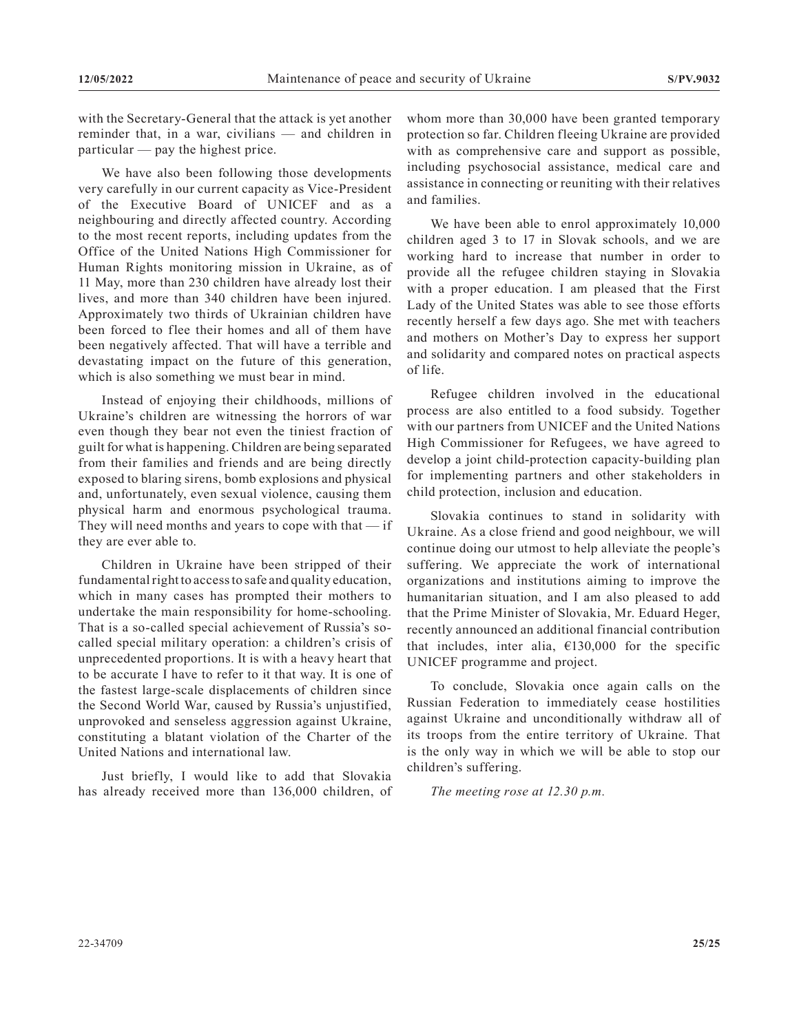with the Secretary-General that the attack is yet another reminder that, in a war, civilians — and children in particular — pay the highest price.

We have also been following those developments very carefully in our current capacity as Vice-President of the Executive Board of UNICEF and as a neighbouring and directly affected country. According to the most recent reports, including updates from the Office of the United Nations High Commissioner for Human Rights monitoring mission in Ukraine, as of 11 May, more than 230 children have already lost their lives, and more than 340 children have been injured. Approximately two thirds of Ukrainian children have been forced to flee their homes and all of them have been negatively affected. That will have a terrible and devastating impact on the future of this generation, which is also something we must bear in mind.

Instead of enjoying their childhoods, millions of Ukraine's children are witnessing the horrors of war even though they bear not even the tiniest fraction of guilt for what is happening. Children are being separated from their families and friends and are being directly exposed to blaring sirens, bomb explosions and physical and, unfortunately, even sexual violence, causing them physical harm and enormous psychological trauma. They will need months and years to cope with that — if they are ever able to.

Children in Ukraine have been stripped of their fundamental right to access to safe and quality education, which in many cases has prompted their mothers to undertake the main responsibility for home-schooling. That is a so-called special achievement of Russia's so-called special military operation: a children's crisis of unprecedented proportions. It is with a heavy heart that to be accurate I have to refer to it that way. It is one of the fastest large-scale displacements of children since the Second World War, caused by Russia's unjustified, unprovoked and senseless aggression against Ukraine, constituting a blatant violation of the Charter of the United Nations and international law.

Just briefly, I would like to add that Slovakia has already received more than 136,000 children, of whom more than 30,000 have been granted temporary protection so far. Children fleeing Ukraine are provided with as comprehensive care and support as possible, including psychosocial assistance, medical care and assistance in connecting or reuniting with their relatives and families.

We have been able to enrol approximately 10,000 children aged 3 to 17 in Slovak schools, and we are working hard to increase that number in order to provide all the refugee children staying in Slovakia with a proper education. I am pleased that the First Lady of the United States was able to see those efforts recently herself a few days ago. She met with teachers and mothers on Mother's Day to express her support and solidarity and compared notes on practical aspects of life.

Refugee children involved in the educational process are also entitled to a food subsidy. Together with our partners from UNICEF and the United Nations High Commissioner for Refugees, we have agreed to develop a joint child-protection capacity-building plan for implementing partners and other stakeholders in child protection, inclusion and education.

Slovakia continues to stand in solidarity with Ukraine. As a close friend and good neighbour, we will continue doing our utmost to help alleviate the people's suffering. We appreciate the work of international organizations and institutions aiming to improve the humanitarian situation, and I am also pleased to add that the Prime Minister of Slovakia, Mr. Eduard Heger, recently announced an additional financial contribution that includes, inter alia, €130,000 for the specific UNICEF programme and project.

To conclude, Slovakia once again calls on the Russian Federation to immediately cease hostilities against Ukraine and unconditionally withdraw all of its troops from the entire territory of Ukraine. That is the only way in which we will be able to stop our children's suffering.

*The meeting rose at 12.30 p.m.*